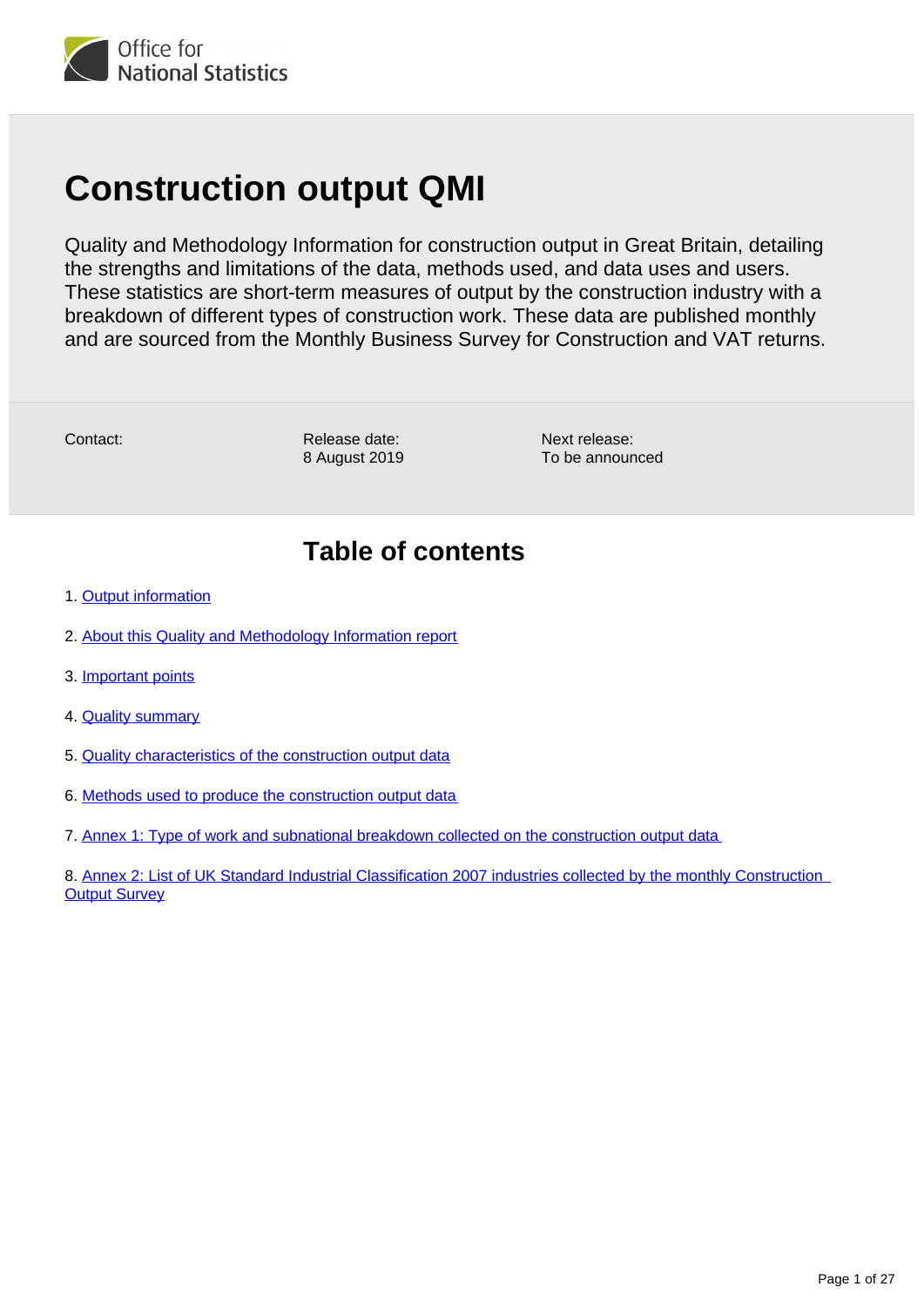Office for National Statistics

# Construction output QMI

Quality and Methodology Information for construction output in Great Britain, detailing the strengths and limitations of the data, methods used, and data uses and users. These statistics are short-term measures of output by the construction industry with a breakdown of different types of construction work. These data are published monthly and are sourced from the Monthly Business Survey for Construction and VAT returns.

Contact:

Release date:
8 August 2019

Next release:
To be announced

## Table of contents

1. Output information
2. About this Quality and Methodology Information report
3. Important points
4. Quality summary
5. Quality characteristics of the construction output data
6. Methods used to produce the construction output data
7. Annex 1: Type of work and subnational breakdown collected on the construction output data
8. Annex 2: List of UK Standard Industrial Classification 2007 industries collected by the monthly Construction Output Survey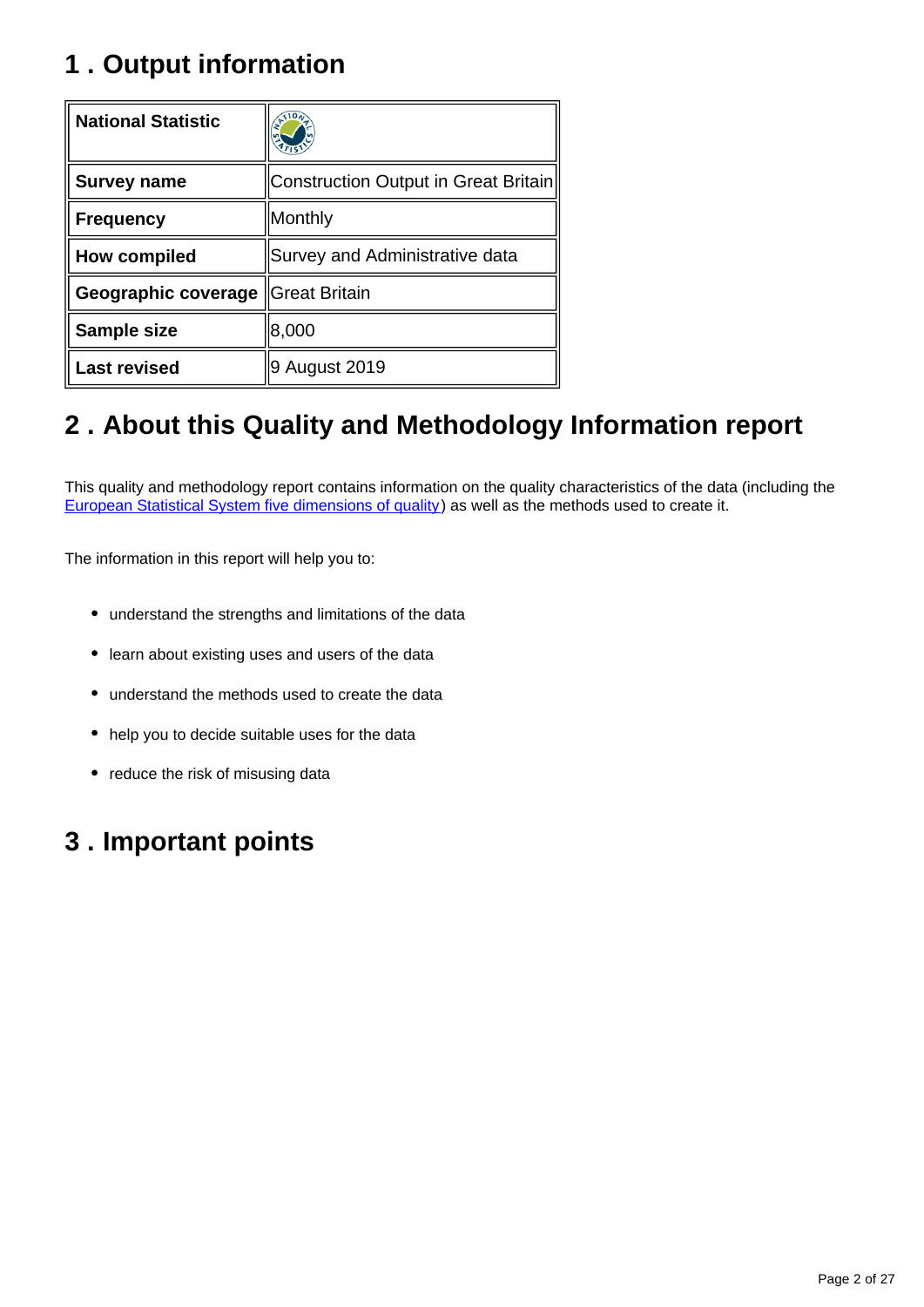## 1 . Output information

| National Statistic | |
|---|---|
| **Survey name** | Construction Output in Great Britain |
| **Frequency** | Monthly |
| **How compiled** | Survey and Administrative data |
| **Geographic coverage** | Great Britain |
| **Sample size** | 8,000 |
| **Last revised** | 9 August 2019 |

## 2 . About this Quality and Methodology Information report

This quality and methodology report contains information on the quality characteristics of the data (including the European Statistical System five dimensions of quality) as well as the methods used to create it.

The information in this report will help you to:

- understand the strengths and limitations of the data
- learn about existing uses and users of the data
- understand the methods used to create the data
- help you to decide suitable uses for the data
- reduce the risk of misusing data

## 3 . Important points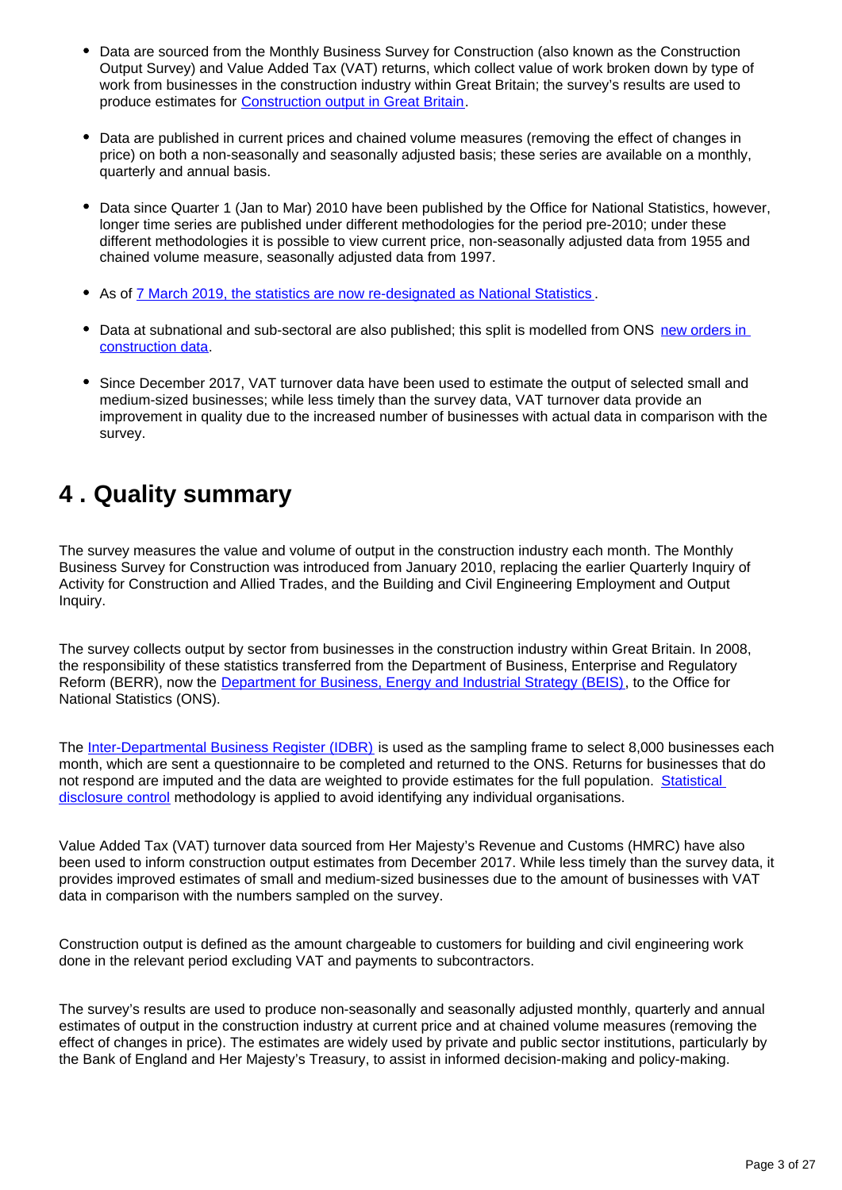- Data are sourced from the Monthly Business Survey for Construction (also known as the Construction Output Survey) and Value Added Tax (VAT) returns, which collect value of work broken down by type of work from businesses in the construction industry within Great Britain; the survey's results are used to produce estimates for Construction output in Great Britain.

- Data are published in current prices and chained volume measures (removing the effect of changes in price) on both a non-seasonally and seasonally adjusted basis; these series are available on a monthly, quarterly and annual basis.

- Data since Quarter 1 (Jan to Mar) 2010 have been published by the Office for National Statistics, however, longer time series are published under different methodologies for the period pre-2010; under these different methodologies it is possible to view current price, non-seasonally adjusted data from 1955 and chained volume measure, seasonally adjusted data from 1997.

- As of 7 March 2019, the statistics are now re-designated as National Statistics.

- Data at subnational and sub-sectoral are also published; this split is modelled from ONS new orders in construction data.

- Since December 2017, VAT turnover data have been used to estimate the output of selected small and medium-sized businesses; while less timely than the survey data, VAT turnover data provide an improvement in quality due to the increased number of businesses with actual data in comparison with the survey.

## 4 . Quality summary

The survey measures the value and volume of output in the construction industry each month. The Monthly Business Survey for Construction was introduced from January 2010, replacing the earlier Quarterly Inquiry of Activity for Construction and Allied Trades, and the Building and Civil Engineering Employment and Output Inquiry.

The survey collects output by sector from businesses in the construction industry within Great Britain. In 2008, the responsibility of these statistics transferred from the Department of Business, Enterprise and Regulatory Reform (BERR), now the Department for Business, Energy and Industrial Strategy (BEIS), to the Office for National Statistics (ONS).

The Inter-Departmental Business Register (IDBR) is used as the sampling frame to select 8,000 businesses each month, which are sent a questionnaire to be completed and returned to the ONS. Returns for businesses that do not respond are imputed and the data are weighted to provide estimates for the full population. Statistical disclosure control methodology is applied to avoid identifying any individual organisations.

Value Added Tax (VAT) turnover data sourced from Her Majesty's Revenue and Customs (HMRC) have also been used to inform construction output estimates from December 2017. While less timely than the survey data, it provides improved estimates of small and medium-sized businesses due to the amount of businesses with VAT data in comparison with the numbers sampled on the survey.

Construction output is defined as the amount chargeable to customers for building and civil engineering work done in the relevant period excluding VAT and payments to subcontractors.

The survey's results are used to produce non-seasonally and seasonally adjusted monthly, quarterly and annual estimates of output in the construction industry at current price and at chained volume measures (removing the effect of changes in price). The estimates are widely used by private and public sector institutions, particularly by the Bank of England and Her Majesty's Treasury, to assist in informed decision-making and policy-making.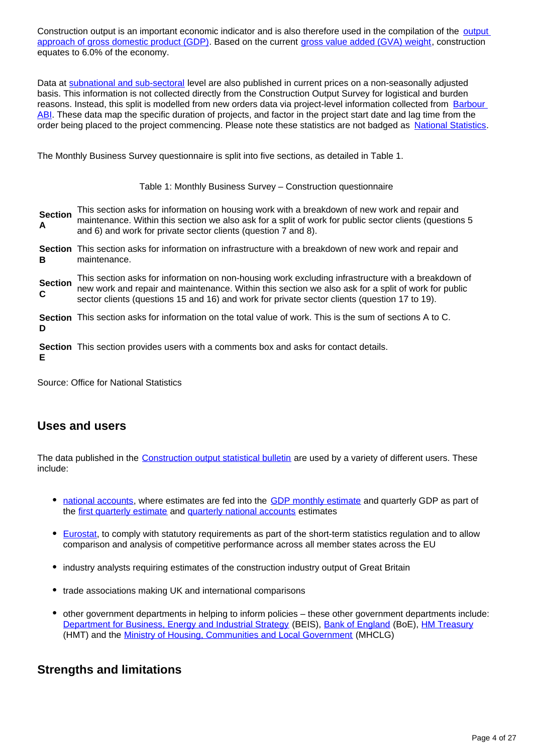Construction output is an important economic indicator and is also therefore used in the compilation of the output approach of gross domestic product (GDP). Based on the current gross value added (GVA) weight, construction equates to 6.0% of the economy.

Data at subnational and sub-sectoral level are also published in current prices on a non-seasonally adjusted basis. This information is not collected directly from the Construction Output Survey for logistical and burden reasons. Instead, this split is modelled from new orders data via project-level information collected from Barbour ABI. These data map the specific duration of projects, and factor in the project start date and lag time from the order being placed to the project commencing. Please note these statistics are not badged as National Statistics.

The Monthly Business Survey questionnaire is split into five sections, as detailed in Table 1.

Table 1: Monthly Business Survey – Construction questionnaire

| | |
|---|---|
| **Section A** | This section asks for information on housing work with a breakdown of new work and repair and maintenance. Within this section we also ask for a split of work for public sector clients (questions 5 and 6) and work for private sector clients (question 7 and 8). |
| **Section B** | This section asks for information on infrastructure with a breakdown of new work and repair and maintenance. |
| **Section C** | This section asks for information on non-housing work excluding infrastructure with a breakdown of new work and repair and maintenance. Within this section we also ask for a split of work for public sector clients (questions 15 and 16) and work for private sector clients (question 17 to 19). |
| **Section D** | This section asks for information on the total value of work. This is the sum of sections A to C. |
| **Section E** | This section provides users with a comments box and asks for contact details. |

Source: Office for National Statistics

## Uses and users

The data published in the Construction output statistical bulletin are used by a variety of different users. These include:

- national accounts, where estimates are fed into the GDP monthly estimate and quarterly GDP as part of the first quarterly estimate and quarterly national accounts estimates
- Eurostat, to comply with statutory requirements as part of the short-term statistics regulation and to allow comparison and analysis of competitive performance across all member states across the EU
- industry analysts requiring estimates of the construction industry output of Great Britain
- trade associations making UK and international comparisons
- other government departments in helping to inform policies – these other government departments include: Department for Business, Energy and Industrial Strategy (BEIS), Bank of England (BoE), HM Treasury (HMT) and the Ministry of Housing, Communities and Local Government (MHCLG)

## Strengths and limitations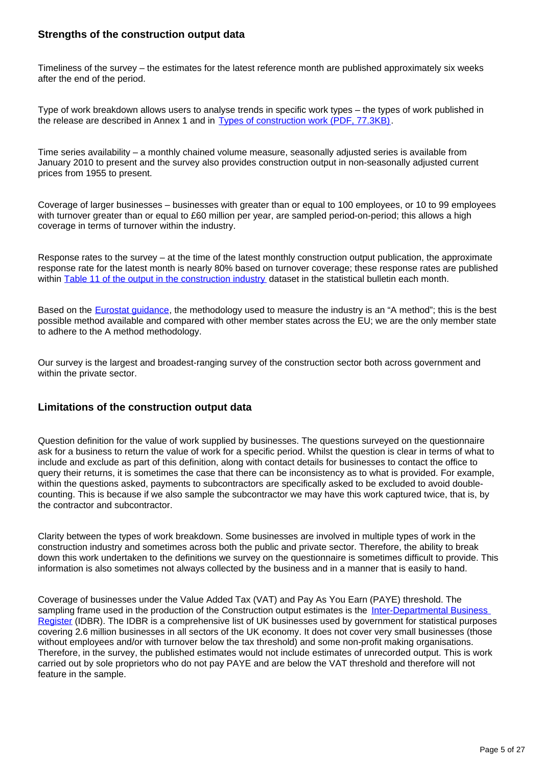### Strengths of the construction output data

Timeliness of the survey – the estimates for the latest reference month are published approximately six weeks after the end of the period.

Type of work breakdown allows users to analyse trends in specific work types – the types of work published in the release are described in Annex 1 and in Types of construction work (PDF, 77.3KB).

Time series availability – a monthly chained volume measure, seasonally adjusted series is available from January 2010 to present and the survey also provides construction output in non-seasonally adjusted current prices from 1955 to present.

Coverage of larger businesses – businesses with greater than or equal to 100 employees, or 10 to 99 employees with turnover greater than or equal to £60 million per year, are sampled period-on-period; this allows a high coverage in terms of turnover within the industry.

Response rates to the survey – at the time of the latest monthly construction output publication, the approximate response rate for the latest month is nearly 80% based on turnover coverage; these response rates are published within Table 11 of the output in the construction industry dataset in the statistical bulletin each month.

Based on the Eurostat guidance, the methodology used to measure the industry is an "A method"; this is the best possible method available and compared with other member states across the EU; we are the only member state to adhere to the A method methodology.

Our survey is the largest and broadest-ranging survey of the construction sector both across government and within the private sector.

### Limitations of the construction output data

Question definition for the value of work supplied by businesses. The questions surveyed on the questionnaire ask for a business to return the value of work for a specific period. Whilst the question is clear in terms of what to include and exclude as part of this definition, along with contact details for businesses to contact the office to query their returns, it is sometimes the case that there can be inconsistency as to what is provided. For example, within the questions asked, payments to subcontractors are specifically asked to be excluded to avoid double-counting. This is because if we also sample the subcontractor we may have this work captured twice, that is, by the contractor and subcontractor.

Clarity between the types of work breakdown. Some businesses are involved in multiple types of work in the construction industry and sometimes across both the public and private sector. Therefore, the ability to break down this work undertaken to the definitions we survey on the questionnaire is sometimes difficult to provide. This information is also sometimes not always collected by the business and in a manner that is easily to hand.

Coverage of businesses under the Value Added Tax (VAT) and Pay As You Earn (PAYE) threshold. The sampling frame used in the production of the Construction output estimates is the Inter-Departmental Business Register (IDBR). The IDBR is a comprehensive list of UK businesses used by government for statistical purposes covering 2.6 million businesses in all sectors of the UK economy. It does not cover very small businesses (those without employees and/or with turnover below the tax threshold) and some non-profit making organisations. Therefore, in the survey, the published estimates would not include estimates of unrecorded output. This is work carried out by sole proprietors who do not pay PAYE and are below the VAT threshold and therefore will not feature in the sample.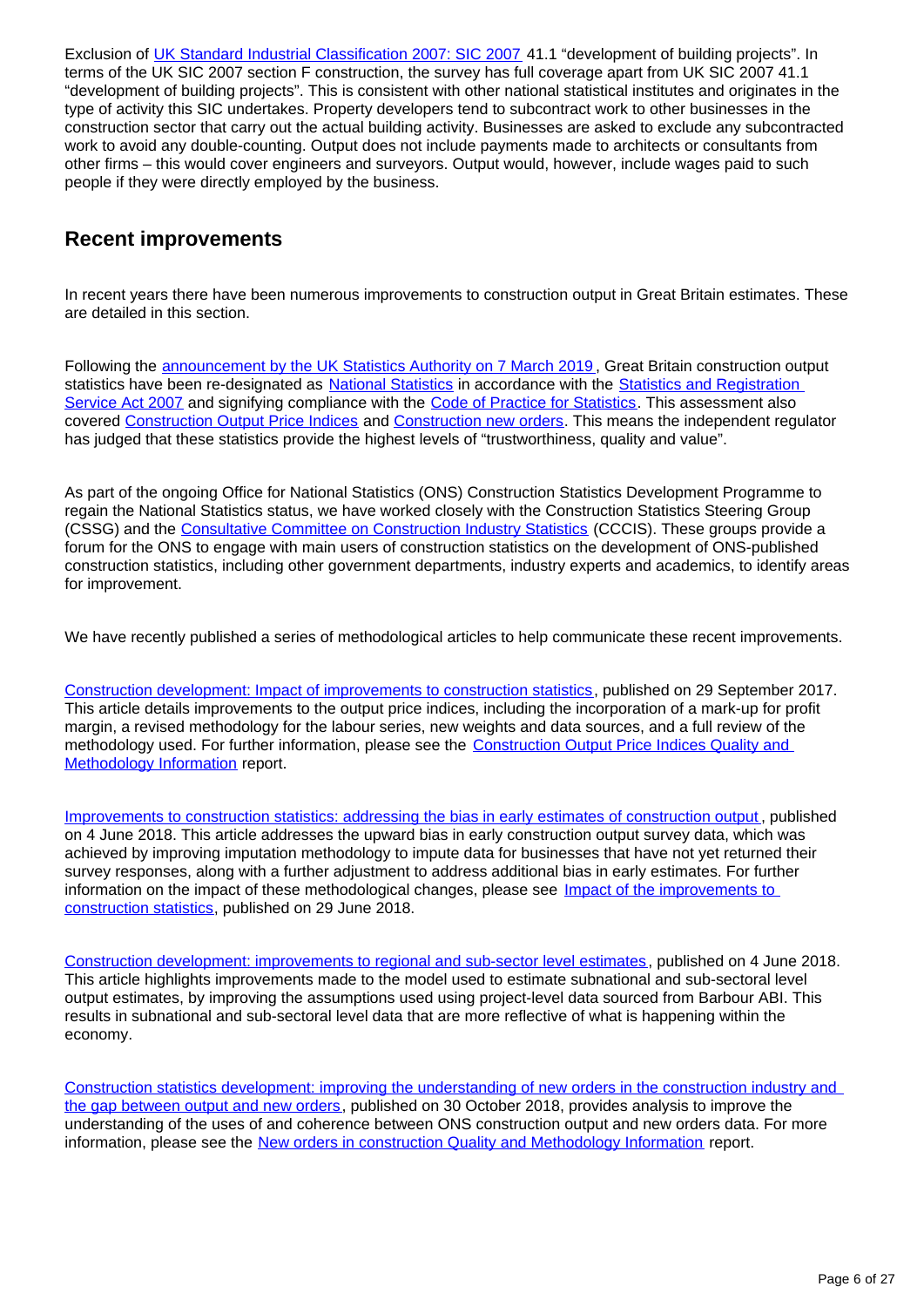Exclusion of UK Standard Industrial Classification 2007: SIC 2007 41.1 "development of building projects". In terms of the UK SIC 2007 section F construction, the survey has full coverage apart from UK SIC 2007 41.1 "development of building projects". This is consistent with other national statistical institutes and originates in the type of activity this SIC undertakes. Property developers tend to subcontract work to other businesses in the construction sector that carry out the actual building activity. Businesses are asked to exclude any subcontracted work to avoid any double-counting. Output does not include payments made to architects or consultants from other firms – this would cover engineers and surveyors. Output would, however, include wages paid to such people if they were directly employed by the business.

## Recent improvements

In recent years there have been numerous improvements to construction output in Great Britain estimates. These are detailed in this section.

Following the announcement by the UK Statistics Authority on 7 March 2019, Great Britain construction output statistics have been re-designated as National Statistics in accordance with the Statistics and Registration Service Act 2007 and signifying compliance with the Code of Practice for Statistics. This assessment also covered Construction Output Price Indices and Construction new orders. This means the independent regulator has judged that these statistics provide the highest levels of "trustworthiness, quality and value".

As part of the ongoing Office for National Statistics (ONS) Construction Statistics Development Programme to regain the National Statistics status, we have worked closely with the Construction Statistics Steering Group (CSSG) and the Consultative Committee on Construction Industry Statistics (CCCIS). These groups provide a forum for the ONS to engage with main users of construction statistics on the development of ONS-published construction statistics, including other government departments, industry experts and academics, to identify areas for improvement.

We have recently published a series of methodological articles to help communicate these recent improvements.

Construction development: Impact of improvements to construction statistics, published on 29 September 2017. This article details improvements to the output price indices, including the incorporation of a mark-up for profit margin, a revised methodology for the labour series, new weights and data sources, and a full review of the methodology used. For further information, please see the Construction Output Price Indices Quality and Methodology Information report.

Improvements to construction statistics: addressing the bias in early estimates of construction output, published on 4 June 2018. This article addresses the upward bias in early construction output survey data, which was achieved by improving imputation methodology to impute data for businesses that have not yet returned their survey responses, along with a further adjustment to address additional bias in early estimates. For further information on the impact of these methodological changes, please see Impact of the improvements to construction statistics, published on 29 June 2018.

Construction development: improvements to regional and sub-sector level estimates, published on 4 June 2018. This article highlights improvements made to the model used to estimate subnational and sub-sectoral level output estimates, by improving the assumptions used using project-level data sourced from Barbour ABI. This results in subnational and sub-sectoral level data that are more reflective of what is happening within the economy.

Construction statistics development: improving the understanding of new orders in the construction industry and the gap between output and new orders, published on 30 October 2018, provides analysis to improve the understanding of the uses of and coherence between ONS construction output and new orders data. For more information, please see the New orders in construction Quality and Methodology Information report.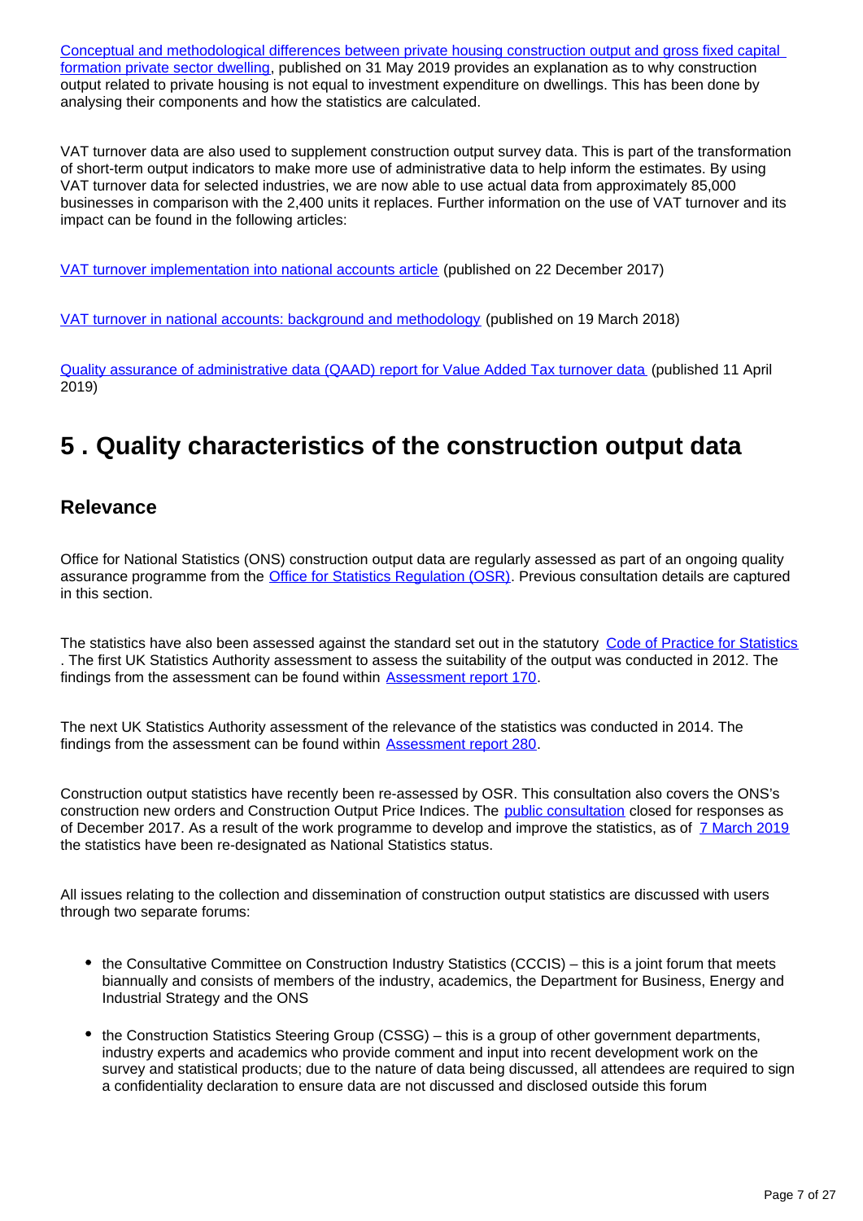Conceptual and methodological differences between private housing construction output and gross fixed capital formation private sector dwelling, published on 31 May 2019 provides an explanation as to why construction output related to private housing is not equal to investment expenditure on dwellings. This has been done by analysing their components and how the statistics are calculated.

VAT turnover data are also used to supplement construction output survey data. This is part of the transformation of short-term output indicators to make more use of administrative data to help inform the estimates. By using VAT turnover data for selected industries, we are now able to use actual data from approximately 85,000 businesses in comparison with the 2,400 units it replaces. Further information on the use of VAT turnover and its impact can be found in the following articles:

VAT turnover implementation into national accounts article (published on 22 December 2017)

VAT turnover in national accounts: background and methodology (published on 19 March 2018)

Quality assurance of administrative data (QAAD) report for Value Added Tax turnover data (published 11 April 2019)

## 5 . Quality characteristics of the construction output data

### Relevance

Office for National Statistics (ONS) construction output data are regularly assessed as part of an ongoing quality assurance programme from the Office for Statistics Regulation (OSR). Previous consultation details are captured in this section.

The statistics have also been assessed against the standard set out in the statutory Code of Practice for Statistics . The first UK Statistics Authority assessment to assess the suitability of the output was conducted in 2012. The findings from the assessment can be found within Assessment report 170.

The next UK Statistics Authority assessment of the relevance of the statistics was conducted in 2014. The findings from the assessment can be found within Assessment report 280.

Construction output statistics have recently been re-assessed by OSR. This consultation also covers the ONS's construction new orders and Construction Output Price Indices. The public consultation closed for responses as of December 2017. As a result of the work programme to develop and improve the statistics, as of 7 March 2019 the statistics have been re-designated as National Statistics status.

All issues relating to the collection and dissemination of construction output statistics are discussed with users through two separate forums:

- the Consultative Committee on Construction Industry Statistics (CCCIS) – this is a joint forum that meets biannually and consists of members of the industry, academics, the Department for Business, Energy and Industrial Strategy and the ONS
- the Construction Statistics Steering Group (CSSG) – this is a group of other government departments, industry experts and academics who provide comment and input into recent development work on the survey and statistical products; due to the nature of data being discussed, all attendees are required to sign a confidentiality declaration to ensure data are not discussed and disclosed outside this forum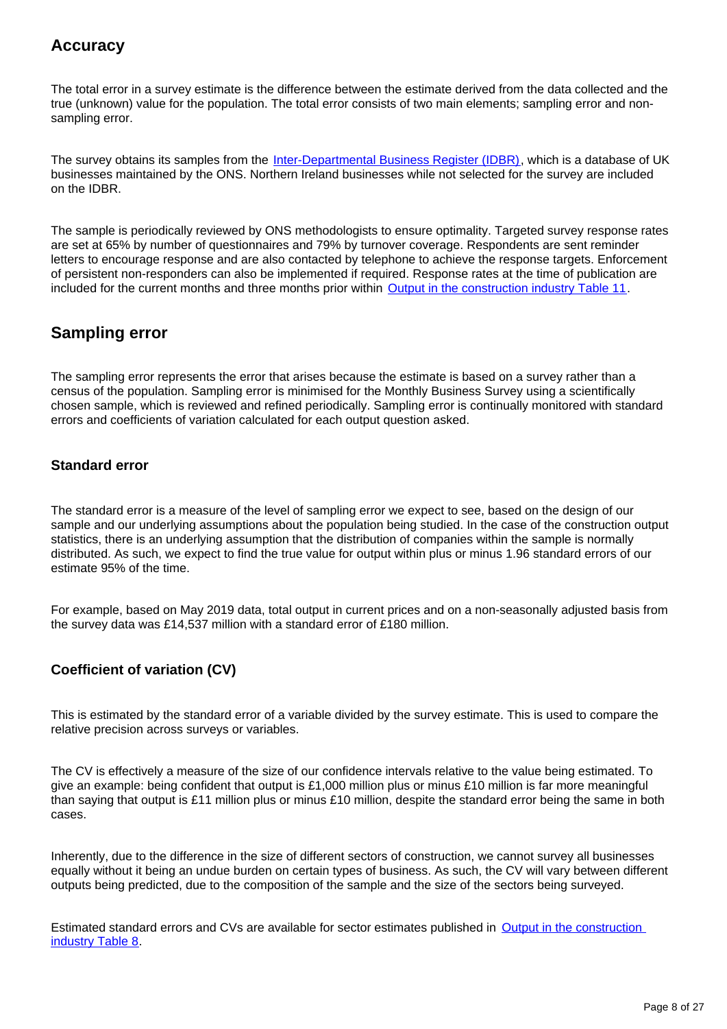## Accuracy

The total error in a survey estimate is the difference between the estimate derived from the data collected and the true (unknown) value for the population. The total error consists of two main elements; sampling error and non-sampling error.

The survey obtains its samples from the [Inter-Departmental Business Register (IDBR)](), which is a database of UK businesses maintained by the ONS. Northern Ireland businesses while not selected for the survey are included on the IDBR.

The sample is periodically reviewed by ONS methodologists to ensure optimality. Targeted survey response rates are set at 65% by number of questionnaires and 79% by turnover coverage. Respondents are sent reminder letters to encourage response and are also contacted by telephone to achieve the response targets. Enforcement of persistent non-responders can also be implemented if required. Response rates at the time of publication are included for the current months and three months prior within [Output in the construction industry Table 11]().

## Sampling error

The sampling error represents the error that arises because the estimate is based on a survey rather than a census of the population. Sampling error is minimised for the Monthly Business Survey using a scientifically chosen sample, which is reviewed and refined periodically. Sampling error is continually monitored with standard errors and coefficients of variation calculated for each output question asked.

### Standard error

The standard error is a measure of the level of sampling error we expect to see, based on the design of our sample and our underlying assumptions about the population being studied. In the case of the construction output statistics, there is an underlying assumption that the distribution of companies within the sample is normally distributed. As such, we expect to find the true value for output within plus or minus 1.96 standard errors of our estimate 95% of the time.

For example, based on May 2019 data, total output in current prices and on a non-seasonally adjusted basis from the survey data was £14,537 million with a standard error of £180 million.

### Coefficient of variation (CV)

This is estimated by the standard error of a variable divided by the survey estimate. This is used to compare the relative precision across surveys or variables.

The CV is effectively a measure of the size of our confidence intervals relative to the value being estimated. To give an example: being confident that output is £1,000 million plus or minus £10 million is far more meaningful than saying that output is £11 million plus or minus £10 million, despite the standard error being the same in both cases.

Inherently, due to the difference in the size of different sectors of construction, we cannot survey all businesses equally without it being an undue burden on certain types of business. As such, the CV will vary between different outputs being predicted, due to the composition of the sample and the size of the sectors being surveyed.

Estimated standard errors and CVs are available for sector estimates published in [Output in the construction industry Table 8]().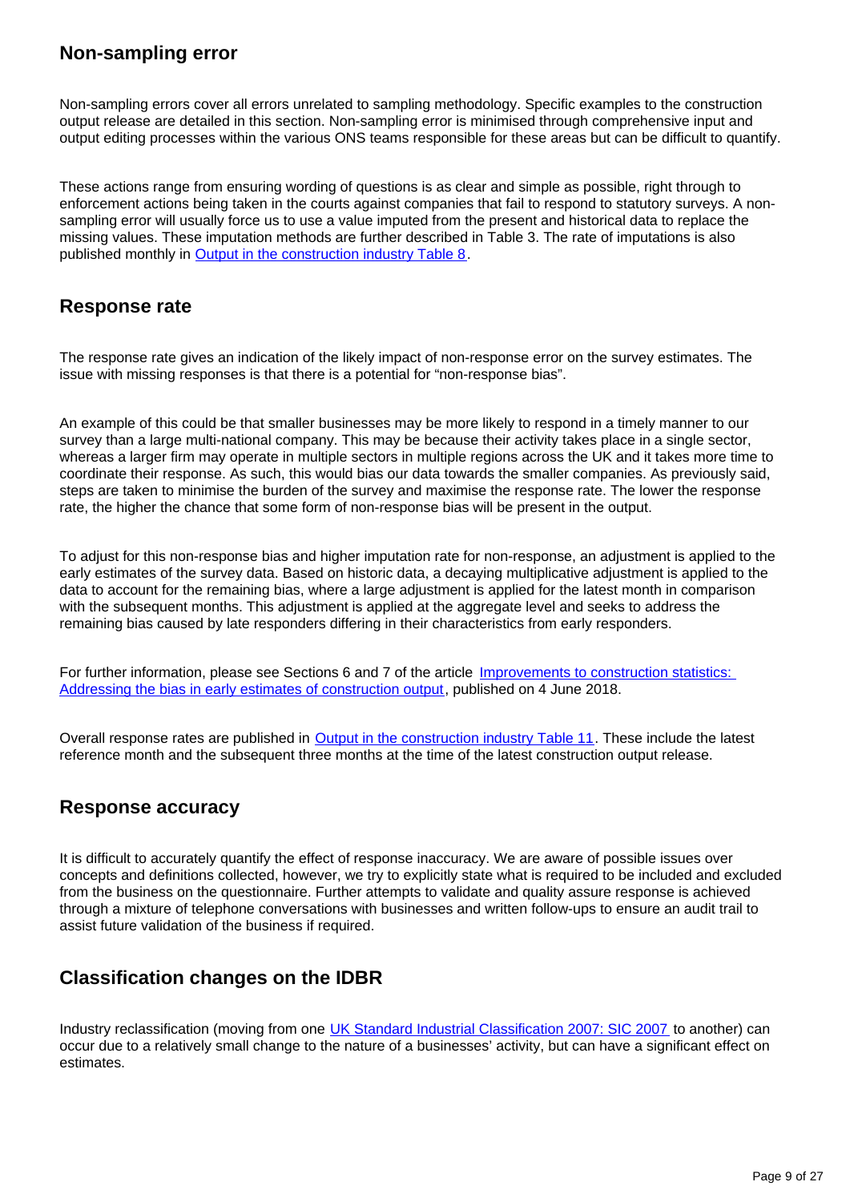## Non-sampling error

Non-sampling errors cover all errors unrelated to sampling methodology. Specific examples to the construction output release are detailed in this section. Non-sampling error is minimised through comprehensive input and output editing processes within the various ONS teams responsible for these areas but can be difficult to quantify.

These actions range from ensuring wording of questions is as clear and simple as possible, right through to enforcement actions being taken in the courts against companies that fail to respond to statutory surveys. A non-sampling error will usually force us to use a value imputed from the present and historical data to replace the missing values. These imputation methods are further described in Table 3. The rate of imputations is also published monthly in [Output in the construction industry Table 8](#).

## Response rate

The response rate gives an indication of the likely impact of non-response error on the survey estimates. The issue with missing responses is that there is a potential for "non-response bias".

An example of this could be that smaller businesses may be more likely to respond in a timely manner to our survey than a large multi-national company. This may be because their activity takes place in a single sector, whereas a larger firm may operate in multiple sectors in multiple regions across the UK and it takes more time to coordinate their response. As such, this would bias our data towards the smaller companies. As previously said, steps are taken to minimise the burden of the survey and maximise the response rate. The lower the response rate, the higher the chance that some form of non-response bias will be present in the output.

To adjust for this non-response bias and higher imputation rate for non-response, an adjustment is applied to the early estimates of the survey data. Based on historic data, a decaying multiplicative adjustment is applied to the data to account for the remaining bias, where a large adjustment is applied for the latest month in comparison with the subsequent months. This adjustment is applied at the aggregate level and seeks to address the remaining bias caused by late responders differing in their characteristics from early responders.

For further information, please see Sections 6 and 7 of the article [Improvements to construction statistics: Addressing the bias in early estimates of construction output](#), published on 4 June 2018.

Overall response rates are published in [Output in the construction industry Table 11](#). These include the latest reference month and the subsequent three months at the time of the latest construction output release.

## Response accuracy

It is difficult to accurately quantify the effect of response inaccuracy. We are aware of possible issues over concepts and definitions collected, however, we try to explicitly state what is required to be included and excluded from the business on the questionnaire. Further attempts to validate and quality assure response is achieved through a mixture of telephone conversations with businesses and written follow-ups to ensure an audit trail to assist future validation of the business if required.

## Classification changes on the IDBR

Industry reclassification (moving from one [UK Standard Industrial Classification 2007: SIC 2007](#) to another) can occur due to a relatively small change to the nature of a businesses' activity, but can have a significant effect on estimates.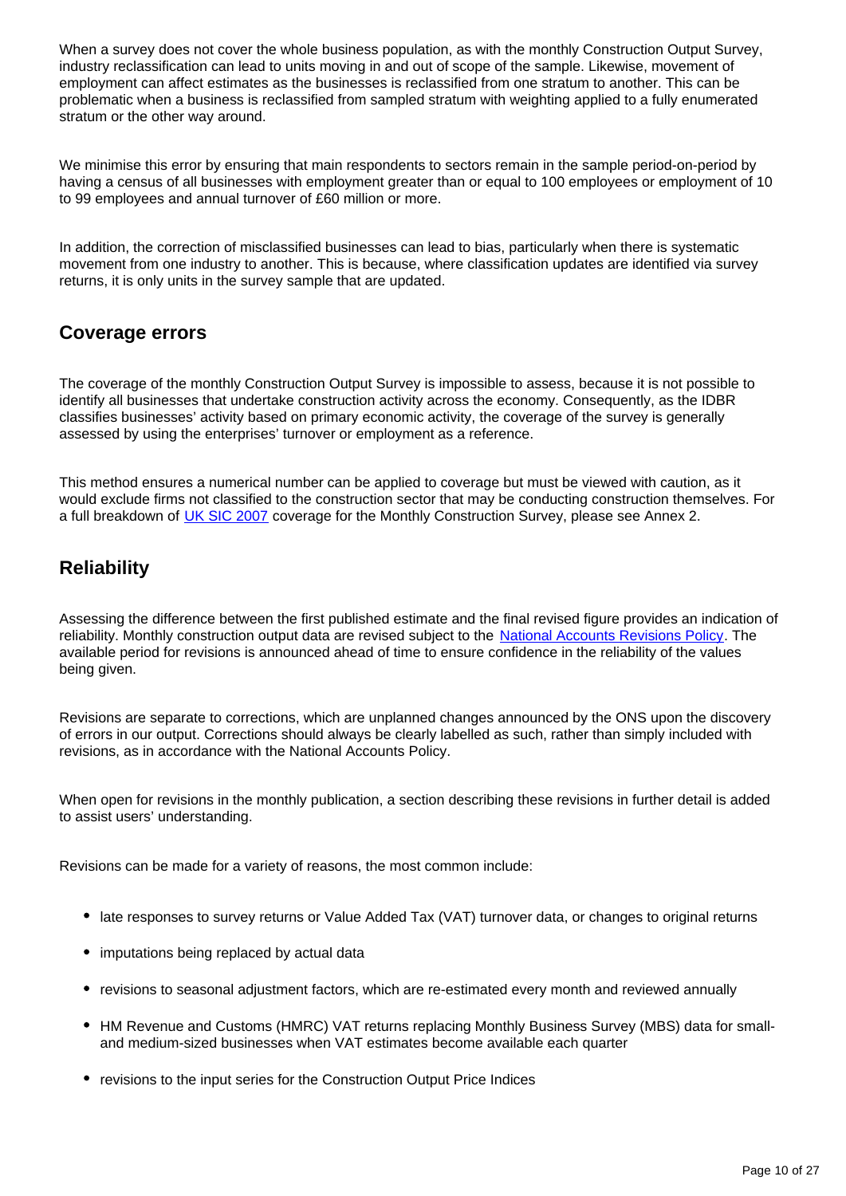When a survey does not cover the whole business population, as with the monthly Construction Output Survey, industry reclassification can lead to units moving in and out of scope of the sample. Likewise, movement of employment can affect estimates as the businesses is reclassified from one stratum to another. This can be problematic when a business is reclassified from sampled stratum with weighting applied to a fully enumerated stratum or the other way around.

We minimise this error by ensuring that main respondents to sectors remain in the sample period-on-period by having a census of all businesses with employment greater than or equal to 100 employees or employment of 10 to 99 employees and annual turnover of £60 million or more.

In addition, the correction of misclassified businesses can lead to bias, particularly when there is systematic movement from one industry to another. This is because, where classification updates are identified via survey returns, it is only units in the survey sample that are updated.

## Coverage errors

The coverage of the monthly Construction Output Survey is impossible to assess, because it is not possible to identify all businesses that undertake construction activity across the economy. Consequently, as the IDBR classifies businesses' activity based on primary economic activity, the coverage of the survey is generally assessed by using the enterprises' turnover or employment as a reference.

This method ensures a numerical number can be applied to coverage but must be viewed with caution, as it would exclude firms not classified to the construction sector that may be conducting construction themselves. For a full breakdown of UK SIC 2007 coverage for the Monthly Construction Survey, please see Annex 2.

## Reliability

Assessing the difference between the first published estimate and the final revised figure provides an indication of reliability. Monthly construction output data are revised subject to the National Accounts Revisions Policy. The available period for revisions is announced ahead of time to ensure confidence in the reliability of the values being given.

Revisions are separate to corrections, which are unplanned changes announced by the ONS upon the discovery of errors in our output. Corrections should always be clearly labelled as such, rather than simply included with revisions, as in accordance with the National Accounts Policy.

When open for revisions in the monthly publication, a section describing these revisions in further detail is added to assist users' understanding.

Revisions can be made for a variety of reasons, the most common include:

- late responses to survey returns or Value Added Tax (VAT) turnover data, or changes to original returns
- imputations being replaced by actual data
- revisions to seasonal adjustment factors, which are re-estimated every month and reviewed annually
- HM Revenue and Customs (HMRC) VAT returns replacing Monthly Business Survey (MBS) data for small- and medium-sized businesses when VAT estimates become available each quarter
- revisions to the input series for the Construction Output Price Indices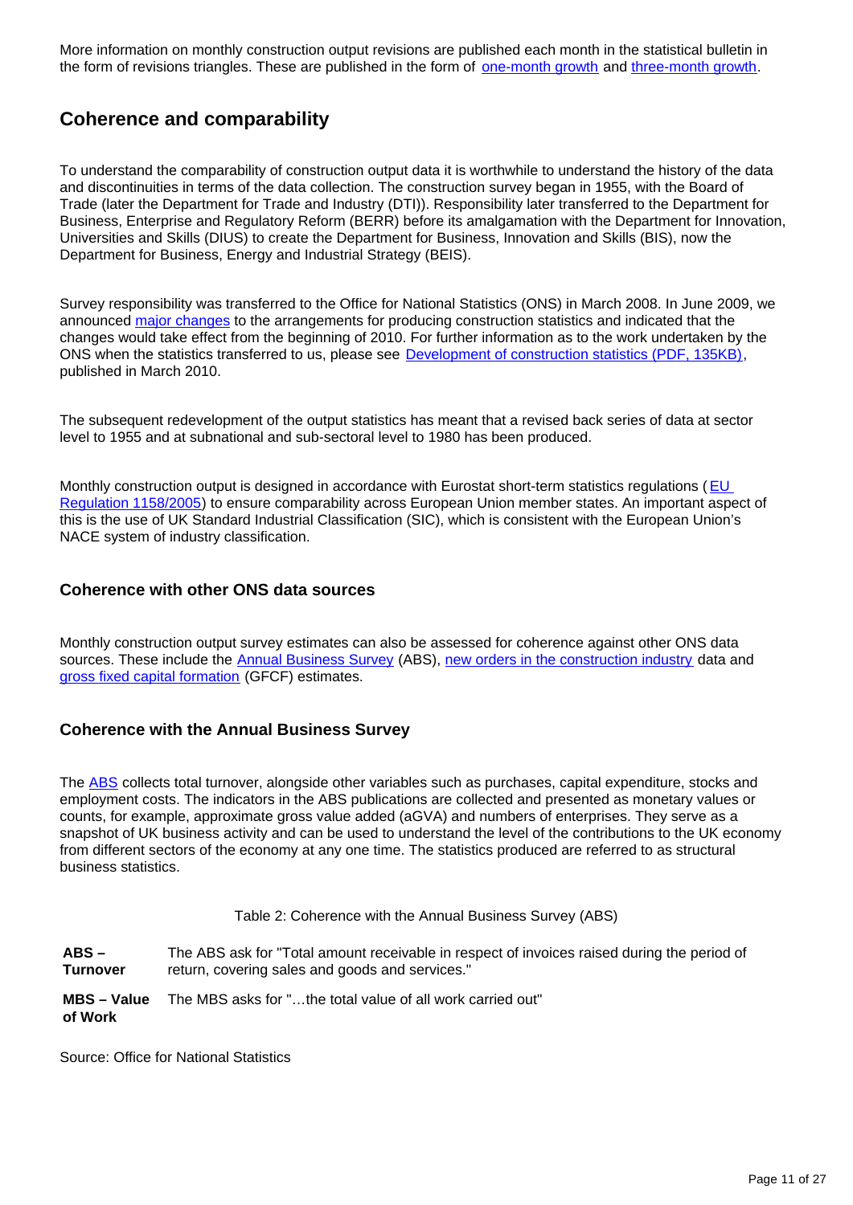More information on monthly construction output revisions are published each month in the statistical bulletin in the form of revisions triangles. These are published in the form of one-month growth and three-month growth.

## Coherence and comparability

To understand the comparability of construction output data it is worthwhile to understand the history of the data and discontinuities in terms of the data collection. The construction survey began in 1955, with the Board of Trade (later the Department for Trade and Industry (DTI)). Responsibility later transferred to the Department for Business, Enterprise and Regulatory Reform (BERR) before its amalgamation with the Department for Innovation, Universities and Skills (DIUS) to create the Department for Business, Innovation and Skills (BIS), now the Department for Business, Energy and Industrial Strategy (BEIS).

Survey responsibility was transferred to the Office for National Statistics (ONS) in March 2008. In June 2009, we announced major changes to the arrangements for producing construction statistics and indicated that the changes would take effect from the beginning of 2010. For further information as to the work undertaken by the ONS when the statistics transferred to us, please see Development of construction statistics (PDF, 135KB), published in March 2010.

The subsequent redevelopment of the output statistics has meant that a revised back series of data at sector level to 1955 and at subnational and sub-sectoral level to 1980 has been produced.

Monthly construction output is designed in accordance with Eurostat short-term statistics regulations (EU Regulation 1158/2005) to ensure comparability across European Union member states. An important aspect of this is the use of UK Standard Industrial Classification (SIC), which is consistent with the European Union's NACE system of industry classification.

### Coherence with other ONS data sources

Monthly construction output survey estimates can also be assessed for coherence against other ONS data sources. These include the Annual Business Survey (ABS), new orders in the construction industry data and gross fixed capital formation (GFCF) estimates.

### Coherence with the Annual Business Survey

The ABS collects total turnover, alongside other variables such as purchases, capital expenditure, stocks and employment costs. The indicators in the ABS publications are collected and presented as monetary values or counts, for example, approximate gross value added (aGVA) and numbers of enterprises. They serve as a snapshot of UK business activity and can be used to understand the level of the contributions to the UK economy from different sectors of the economy at any one time. The statistics produced are referred to as structural business statistics.

Table 2: Coherence with the Annual Business Survey (ABS)

| | |
|---|---|
| **ABS – Turnover** | The ABS ask for "Total amount receivable in respect of invoices raised during the period of return, covering sales and goods and services." |
| **MBS – Value of Work** | The MBS asks for "…the total value of all work carried out" |

Source: Office for National Statistics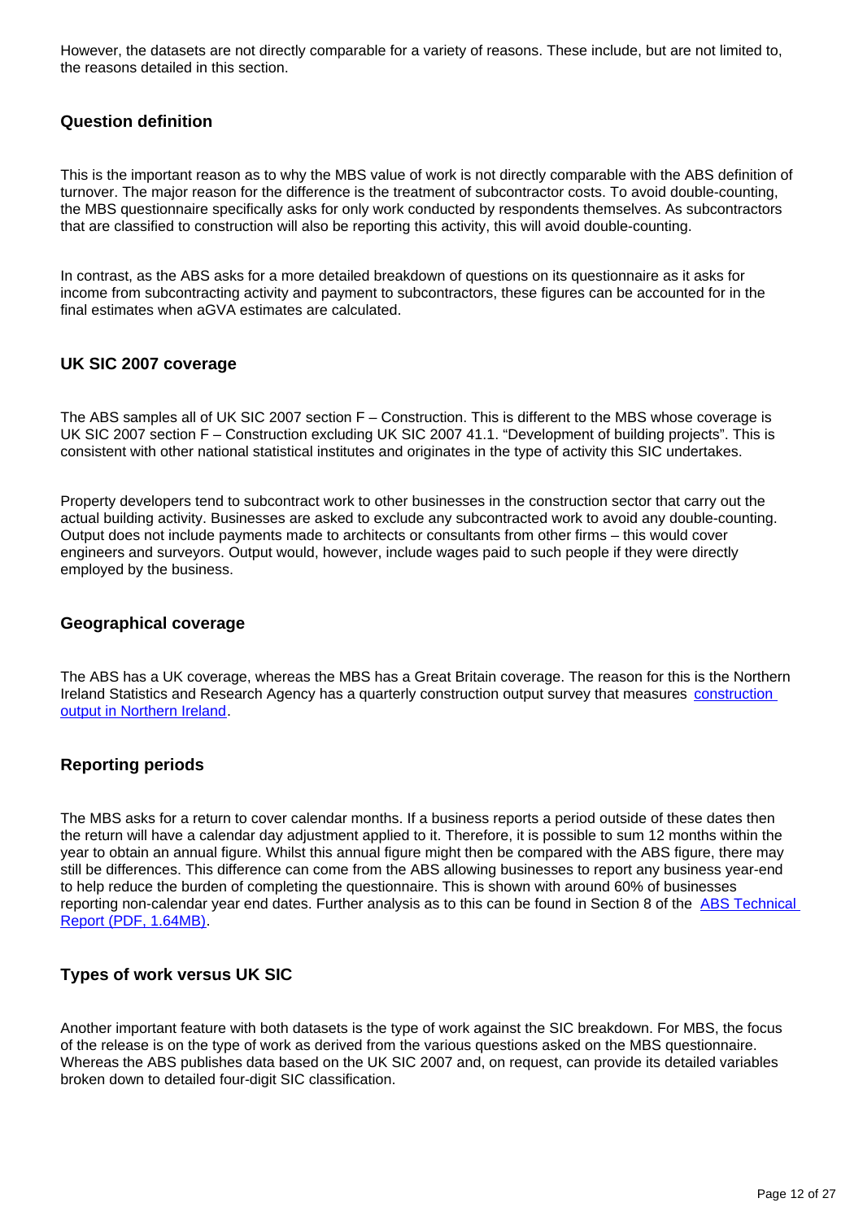However, the datasets are not directly comparable for a variety of reasons. These include, but are not limited to, the reasons detailed in this section.

### Question definition

This is the important reason as to why the MBS value of work is not directly comparable with the ABS definition of turnover. The major reason for the difference is the treatment of subcontractor costs. To avoid double-counting, the MBS questionnaire specifically asks for only work conducted by respondents themselves. As subcontractors that are classified to construction will also be reporting this activity, this will avoid double-counting.

In contrast, as the ABS asks for a more detailed breakdown of questions on its questionnaire as it asks for income from subcontracting activity and payment to subcontractors, these figures can be accounted for in the final estimates when aGVA estimates are calculated.

### UK SIC 2007 coverage

The ABS samples all of UK SIC 2007 section F – Construction. This is different to the MBS whose coverage is UK SIC 2007 section F – Construction excluding UK SIC 2007 41.1. "Development of building projects". This is consistent with other national statistical institutes and originates in the type of activity this SIC undertakes.

Property developers tend to subcontract work to other businesses in the construction sector that carry out the actual building activity. Businesses are asked to exclude any subcontracted work to avoid any double-counting. Output does not include payments made to architects or consultants from other firms – this would cover engineers and surveyors. Output would, however, include wages paid to such people if they were directly employed by the business.

### Geographical coverage

The ABS has a UK coverage, whereas the MBS has a Great Britain coverage. The reason for this is the Northern Ireland Statistics and Research Agency has a quarterly construction output survey that measures [construction output in Northern Ireland](construction output in Northern Ireland).

### Reporting periods

The MBS asks for a return to cover calendar months. If a business reports a period outside of these dates then the return will have a calendar day adjustment applied to it. Therefore, it is possible to sum 12 months within the year to obtain an annual figure. Whilst this annual figure might then be compared with the ABS figure, there may still be differences. This difference can come from the ABS allowing businesses to report any business year-end to help reduce the burden of completing the questionnaire. This is shown with around 60% of businesses reporting non-calendar year end dates. Further analysis as to this can be found in Section 8 of the [ABS Technical Report (PDF, 1.64MB)](ABS Technical Report (PDF, 1.64MB)).

### Types of work versus UK SIC

Another important feature with both datasets is the type of work against the SIC breakdown. For MBS, the focus of the release is on the type of work as derived from the various questions asked on the MBS questionnaire. Whereas the ABS publishes data based on the UK SIC 2007 and, on request, can provide its detailed variables broken down to detailed four-digit SIC classification.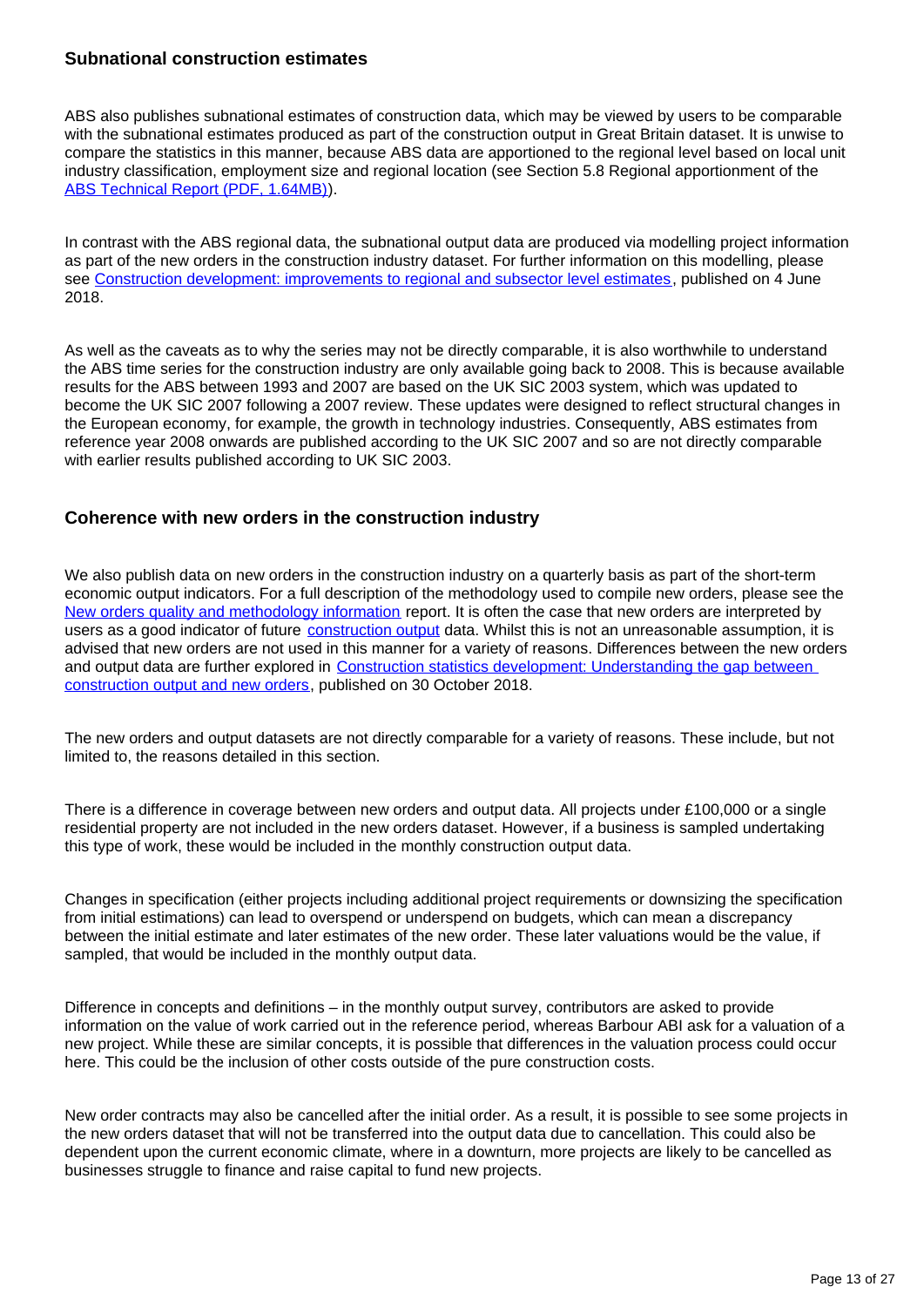### Subnational construction estimates

ABS also publishes subnational estimates of construction data, which may be viewed by users to be comparable with the subnational estimates produced as part of the construction output in Great Britain dataset. It is unwise to compare the statistics in this manner, because ABS data are apportioned to the regional level based on local unit industry classification, employment size and regional location (see Section 5.8 Regional apportionment of the ABS Technical Report (PDF, 1.64MB)).

In contrast with the ABS regional data, the subnational output data are produced via modelling project information as part of the new orders in the construction industry dataset. For further information on this modelling, please see Construction development: improvements to regional and subsector level estimates, published on 4 June 2018.

As well as the caveats as to why the series may not be directly comparable, it is also worthwhile to understand the ABS time series for the construction industry are only available going back to 2008. This is because available results for the ABS between 1993 and 2007 are based on the UK SIC 2003 system, which was updated to become the UK SIC 2007 following a 2007 review. These updates were designed to reflect structural changes in the European economy, for example, the growth in technology industries. Consequently, ABS estimates from reference year 2008 onwards are published according to the UK SIC 2007 and so are not directly comparable with earlier results published according to UK SIC 2003.

### Coherence with new orders in the construction industry

We also publish data on new orders in the construction industry on a quarterly basis as part of the short-term economic output indicators. For a full description of the methodology used to compile new orders, please see the New orders quality and methodology information report. It is often the case that new orders are interpreted by users as a good indicator of future construction output data. Whilst this is not an unreasonable assumption, it is advised that new orders are not used in this manner for a variety of reasons. Differences between the new orders and output data are further explored in Construction statistics development: Understanding the gap between construction output and new orders, published on 30 October 2018.

The new orders and output datasets are not directly comparable for a variety of reasons. These include, but not limited to, the reasons detailed in this section.

There is a difference in coverage between new orders and output data. All projects under £100,000 or a single residential property are not included in the new orders dataset. However, if a business is sampled undertaking this type of work, these would be included in the monthly construction output data.

Changes in specification (either projects including additional project requirements or downsizing the specification from initial estimations) can lead to overspend or underspend on budgets, which can mean a discrepancy between the initial estimate and later estimates of the new order. These later valuations would be the value, if sampled, that would be included in the monthly output data.

Difference in concepts and definitions – in the monthly output survey, contributors are asked to provide information on the value of work carried out in the reference period, whereas Barbour ABI ask for a valuation of a new project. While these are similar concepts, it is possible that differences in the valuation process could occur here. This could be the inclusion of other costs outside of the pure construction costs.

New order contracts may also be cancelled after the initial order. As a result, it is possible to see some projects in the new orders dataset that will not be transferred into the output data due to cancellation. This could also be dependent upon the current economic climate, where in a downturn, more projects are likely to be cancelled as businesses struggle to finance and raise capital to fund new projects.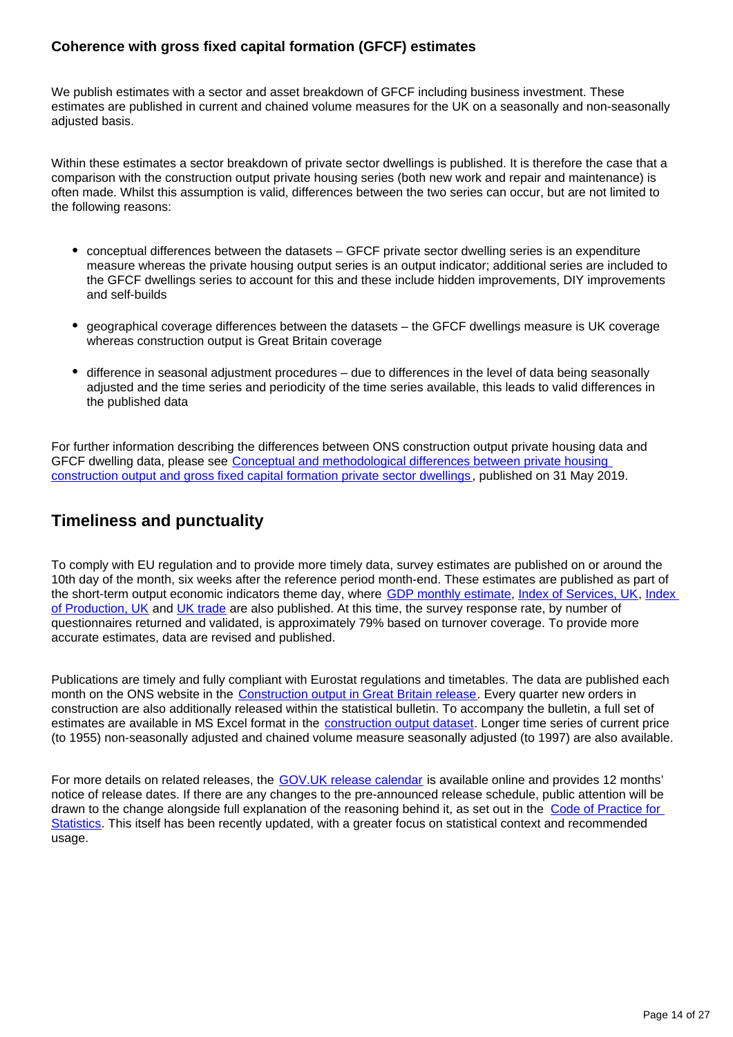### Coherence with gross fixed capital formation (GFCF) estimates

We publish estimates with a sector and asset breakdown of GFCF including business investment. These estimates are published in current and chained volume measures for the UK on a seasonally and non-seasonally adjusted basis.

Within these estimates a sector breakdown of private sector dwellings is published. It is therefore the case that a comparison with the construction output private housing series (both new work and repair and maintenance) is often made. Whilst this assumption is valid, differences between the two series can occur, but are not limited to the following reasons:

- conceptual differences between the datasets – GFCF private sector dwelling series is an expenditure measure whereas the private housing output series is an output indicator; additional series are included to the GFCF dwellings series to account for this and these include hidden improvements, DIY improvements and self-builds
- geographical coverage differences between the datasets – the GFCF dwellings measure is UK coverage whereas construction output is Great Britain coverage
- difference in seasonal adjustment procedures – due to differences in the level of data being seasonally adjusted and the time series and periodicity of the time series available, this leads to valid differences in the published data

For further information describing the differences between ONS construction output private housing data and GFCF dwelling data, please see Conceptual and methodological differences between private housing construction output and gross fixed capital formation private sector dwellings, published on 31 May 2019.

## Timeliness and punctuality

To comply with EU regulation and to provide more timely data, survey estimates are published on or around the 10th day of the month, six weeks after the reference period month-end. These estimates are published as part of the short-term output economic indicators theme day, where GDP monthly estimate, Index of Services, UK, Index of Production, UK and UK trade are also published. At this time, the survey response rate, by number of questionnaires returned and validated, is approximately 79% based on turnover coverage. To provide more accurate estimates, data are revised and published.

Publications are timely and fully compliant with Eurostat regulations and timetables. The data are published each month on the ONS website in the Construction output in Great Britain release. Every quarter new orders in construction are also additionally released within the statistical bulletin. To accompany the bulletin, a full set of estimates are available in MS Excel format in the construction output dataset. Longer time series of current price (to 1955) non-seasonally adjusted and chained volume measure seasonally adjusted (to 1997) are also available.

For more details on related releases, the GOV.UK release calendar is available online and provides 12 months' notice of release dates. If there are any changes to the pre-announced release schedule, public attention will be drawn to the change alongside full explanation of the reasoning behind it, as set out in the Code of Practice for Statistics. This itself has been recently updated, with a greater focus on statistical context and recommended usage.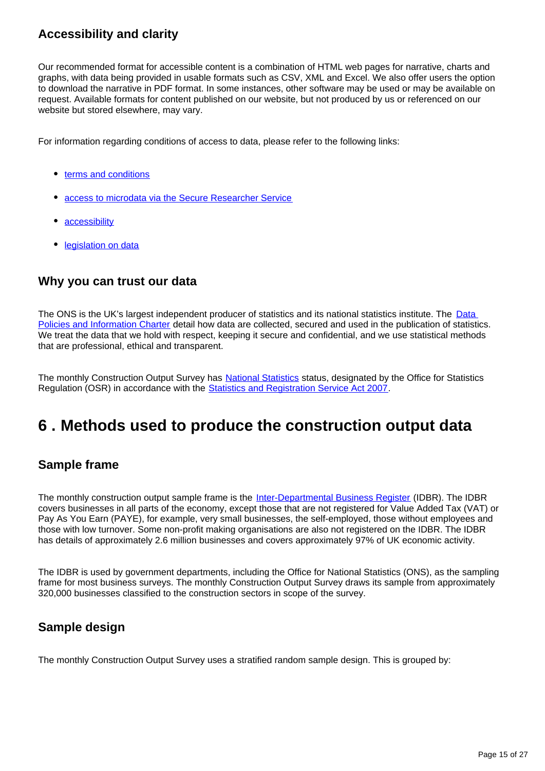### Accessibility and clarity

Our recommended format for accessible content is a combination of HTML web pages for narrative, charts and graphs, with data being provided in usable formats such as CSV, XML and Excel. We also offer users the option to download the narrative in PDF format. In some instances, other software may be used or may be available on request. Available formats for content published on our website, but not produced by us or referenced on our website but stored elsewhere, may vary.

For information regarding conditions of access to data, please refer to the following links:

- terms and conditions
- access to microdata via the Secure Researcher Service
- accessibility
- legislation on data

### Why you can trust our data

The ONS is the UK's largest independent producer of statistics and its national statistics institute. The Data Policies and Information Charter detail how data are collected, secured and used in the publication of statistics. We treat the data that we hold with respect, keeping it secure and confidential, and we use statistical methods that are professional, ethical and transparent.

The monthly Construction Output Survey has National Statistics status, designated by the Office for Statistics Regulation (OSR) in accordance with the Statistics and Registration Service Act 2007.

## 6 . Methods used to produce the construction output data

### Sample frame

The monthly construction output sample frame is the Inter-Departmental Business Register (IDBR). The IDBR covers businesses in all parts of the economy, except those that are not registered for Value Added Tax (VAT) or Pay As You Earn (PAYE), for example, very small businesses, the self-employed, those without employees and those with low turnover. Some non-profit making organisations are also not registered on the IDBR. The IDBR has details of approximately 2.6 million businesses and covers approximately 97% of UK economic activity.

The IDBR is used by government departments, including the Office for National Statistics (ONS), as the sampling frame for most business surveys. The monthly Construction Output Survey draws its sample from approximately 320,000 businesses classified to the construction sectors in scope of the survey.

### Sample design

The monthly Construction Output Survey uses a stratified random sample design. This is grouped by: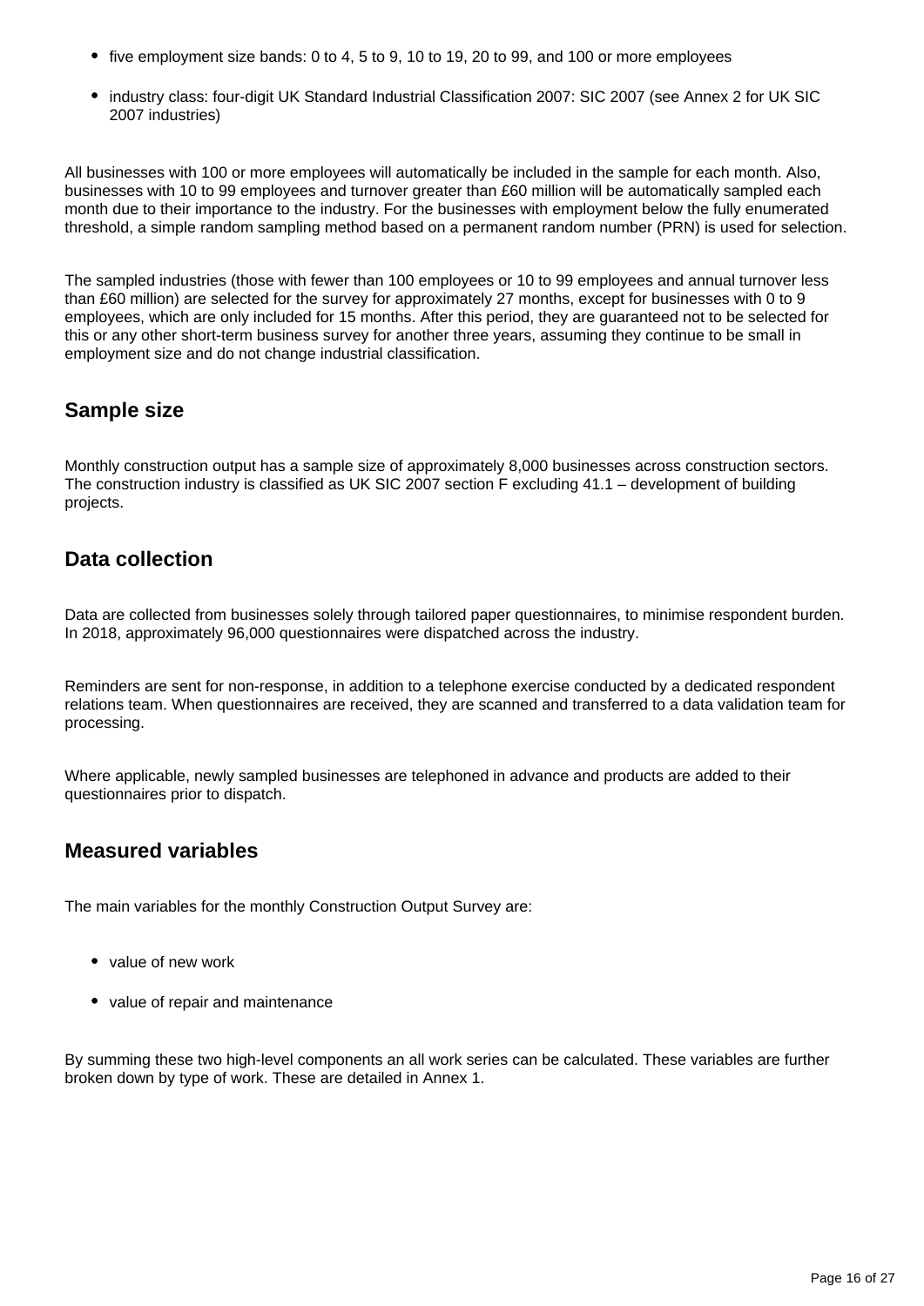- five employment size bands: 0 to 4, 5 to 9, 10 to 19, 20 to 99, and 100 or more employees
- industry class: four-digit UK Standard Industrial Classification 2007: SIC 2007 (see Annex 2 for UK SIC 2007 industries)

All businesses with 100 or more employees will automatically be included in the sample for each month. Also, businesses with 10 to 99 employees and turnover greater than £60 million will be automatically sampled each month due to their importance to the industry. For the businesses with employment below the fully enumerated threshold, a simple random sampling method based on a permanent random number (PRN) is used for selection.

The sampled industries (those with fewer than 100 employees or 10 to 99 employees and annual turnover less than £60 million) are selected for the survey for approximately 27 months, except for businesses with 0 to 9 employees, which are only included for 15 months. After this period, they are guaranteed not to be selected for this or any other short-term business survey for another three years, assuming they continue to be small in employment size and do not change industrial classification.

## Sample size

Monthly construction output has a sample size of approximately 8,000 businesses across construction sectors. The construction industry is classified as UK SIC 2007 section F excluding 41.1 – development of building projects.

## Data collection

Data are collected from businesses solely through tailored paper questionnaires, to minimise respondent burden. In 2018, approximately 96,000 questionnaires were dispatched across the industry.

Reminders are sent for non-response, in addition to a telephone exercise conducted by a dedicated respondent relations team. When questionnaires are received, they are scanned and transferred to a data validation team for processing.

Where applicable, newly sampled businesses are telephoned in advance and products are added to their questionnaires prior to dispatch.

## Measured variables

The main variables for the monthly Construction Output Survey are:

- value of new work
- value of repair and maintenance

By summing these two high-level components an all work series can be calculated. These variables are further broken down by type of work. These are detailed in Annex 1.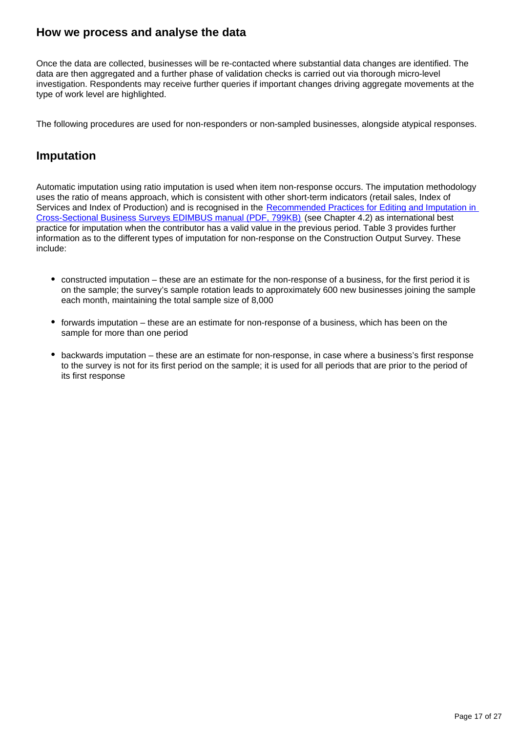## How we process and analyse the data

Once the data are collected, businesses will be re-contacted where substantial data changes are identified. The data are then aggregated and a further phase of validation checks is carried out via thorough micro-level investigation. Respondents may receive further queries if important changes driving aggregate movements at the type of work level are highlighted.

The following procedures are used for non-responders or non-sampled businesses, alongside atypical responses.

## Imputation

Automatic imputation using ratio imputation is used when item non-response occurs. The imputation methodology uses the ratio of means approach, which is consistent with other short-term indicators (retail sales, Index of Services and Index of Production) and is recognised in the [Recommended Practices for Editing and Imputation in Cross-Sectional Business Surveys EDIMBUS manual (PDF, 799KB)](#) (see Chapter 4.2) as international best practice for imputation when the contributor has a valid value in the previous period. Table 3 provides further information as to the different types of imputation for non-response on the Construction Output Survey. These include:

- constructed imputation – these are an estimate for the non-response of a business, for the first period it is on the sample; the survey's sample rotation leads to approximately 600 new businesses joining the sample each month, maintaining the total sample size of 8,000
- forwards imputation – these are an estimate for non-response of a business, which has been on the sample for more than one period
- backwards imputation – these are an estimate for non-response, in case where a business's first response to the survey is not for its first period on the sample; it is used for all periods that are prior to the period of its first response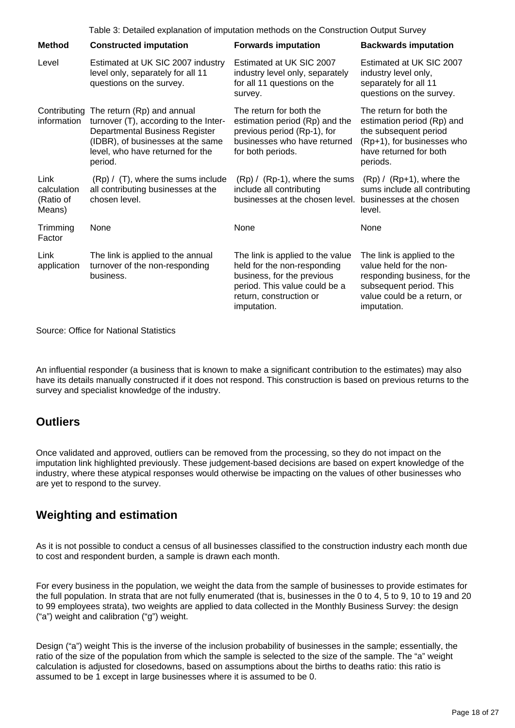Table 3: Detailed explanation of imputation methods on the Construction Output Survey

| Method | Constructed imputation | Forwards imputation | Backwards imputation |
|---|---|---|---|
| Level | Estimated at UK SIC 2007 industry level only, separately for all 11 questions on the survey. | Estimated at UK SIC 2007 industry level only, separately for all 11 questions on the survey. | Estimated at UK SIC 2007 industry level only, separately for all 11 questions on the survey. |
| Contributing information | The return (Rp) and annual turnover (T), according to the Inter-Departmental Business Register (IDBR), of businesses at the same level, who have returned for the period. | The return for both the estimation period (Rp) and the previous period (Rp-1), for businesses who have returned for both periods. | The return for both the estimation period (Rp) and the subsequent period (Rp+1), for businesses who have returned for both periods. |
| Link calculation (Ratio of Means) | (Rp) / (T), where the sums include all contributing businesses at the chosen level. | (Rp) / (Rp-1), where the sums include all contributing businesses at the chosen level. | (Rp) / (Rp+1), where the sums include all contributing businesses at the chosen level. |
| Trimming Factor | None | None | None |
| Link application | The link is applied to the annual turnover of the non-responding business. | The link is applied to the value held for the non-responding business, for the previous period. This value could be a return, construction or imputation. | The link is applied to the value held for the non-responding business, for the subsequent period. This value could be a return, or imputation. |

Source: Office for National Statistics

An influential responder (a business that is known to make a significant contribution to the estimates) may also have its details manually constructed if it does not respond. This construction is based on previous returns to the survey and specialist knowledge of the industry.

## Outliers

Once validated and approved, outliers can be removed from the processing, so they do not impact on the imputation link highlighted previously. These judgement-based decisions are based on expert knowledge of the industry, where these atypical responses would otherwise be impacting on the values of other businesses who are yet to respond to the survey.

## Weighting and estimation

As it is not possible to conduct a census of all businesses classified to the construction industry each month due to cost and respondent burden, a sample is drawn each month.

For every business in the population, we weight the data from the sample of businesses to provide estimates for the full population. In strata that are not fully enumerated (that is, businesses in the 0 to 4, 5 to 9, 10 to 19 and 20 to 99 employees strata), two weights are applied to data collected in the Monthly Business Survey: the design ("a") weight and calibration ("g") weight.

Design ("a") weight This is the inverse of the inclusion probability of businesses in the sample; essentially, the ratio of the size of the population from which the sample is selected to the size of the sample. The "a" weight calculation is adjusted for closedowns, based on assumptions about the births to deaths ratio: this ratio is assumed to be 1 except in large businesses where it is assumed to be 0.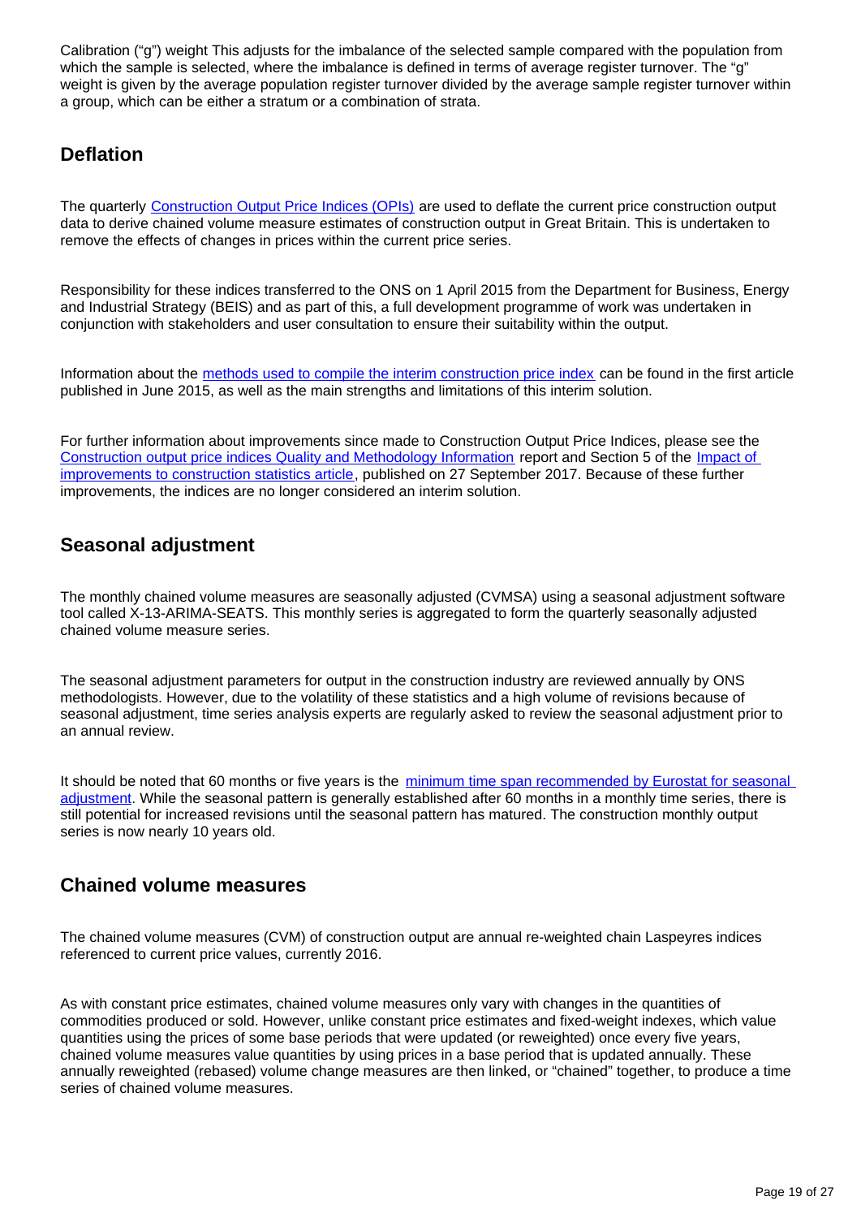Calibration ("g") weight This adjusts for the imbalance of the selected sample compared with the population from which the sample is selected, where the imbalance is defined in terms of average register turnover. The "g" weight is given by the average population register turnover divided by the average sample register turnover within a group, which can be either a stratum or a combination of strata.

## Deflation

The quarterly Construction Output Price Indices (OPIs) are used to deflate the current price construction output data to derive chained volume measure estimates of construction output in Great Britain. This is undertaken to remove the effects of changes in prices within the current price series.

Responsibility for these indices transferred to the ONS on 1 April 2015 from the Department for Business, Energy and Industrial Strategy (BEIS) and as part of this, a full development programme of work was undertaken in conjunction with stakeholders and user consultation to ensure their suitability within the output.

Information about the methods used to compile the interim construction price index can be found in the first article published in June 2015, as well as the main strengths and limitations of this interim solution.

For further information about improvements since made to Construction Output Price Indices, please see the Construction output price indices Quality and Methodology Information report and Section 5 of the Impact of improvements to construction statistics article, published on 27 September 2017. Because of these further improvements, the indices are no longer considered an interim solution.

## Seasonal adjustment

The monthly chained volume measures are seasonally adjusted (CVMSA) using a seasonal adjustment software tool called X-13-ARIMA-SEATS. This monthly series is aggregated to form the quarterly seasonally adjusted chained volume measure series.

The seasonal adjustment parameters for output in the construction industry are reviewed annually by ONS methodologists. However, due to the volatility of these statistics and a high volume of revisions because of seasonal adjustment, time series analysis experts are regularly asked to review the seasonal adjustment prior to an annual review.

It should be noted that 60 months or five years is the minimum time span recommended by Eurostat for seasonal adjustment. While the seasonal pattern is generally established after 60 months in a monthly time series, there is still potential for increased revisions until the seasonal pattern has matured. The construction monthly output series is now nearly 10 years old.

## Chained volume measures

The chained volume measures (CVM) of construction output are annual re-weighted chain Laspeyres indices referenced to current price values, currently 2016.

As with constant price estimates, chained volume measures only vary with changes in the quantities of commodities produced or sold. However, unlike constant price estimates and fixed-weight indexes, which value quantities using the prices of some base periods that were updated (or reweighted) once every five years, chained volume measures value quantities by using prices in a base period that is updated annually. These annually reweighted (rebased) volume change measures are then linked, or "chained" together, to produce a time series of chained volume measures.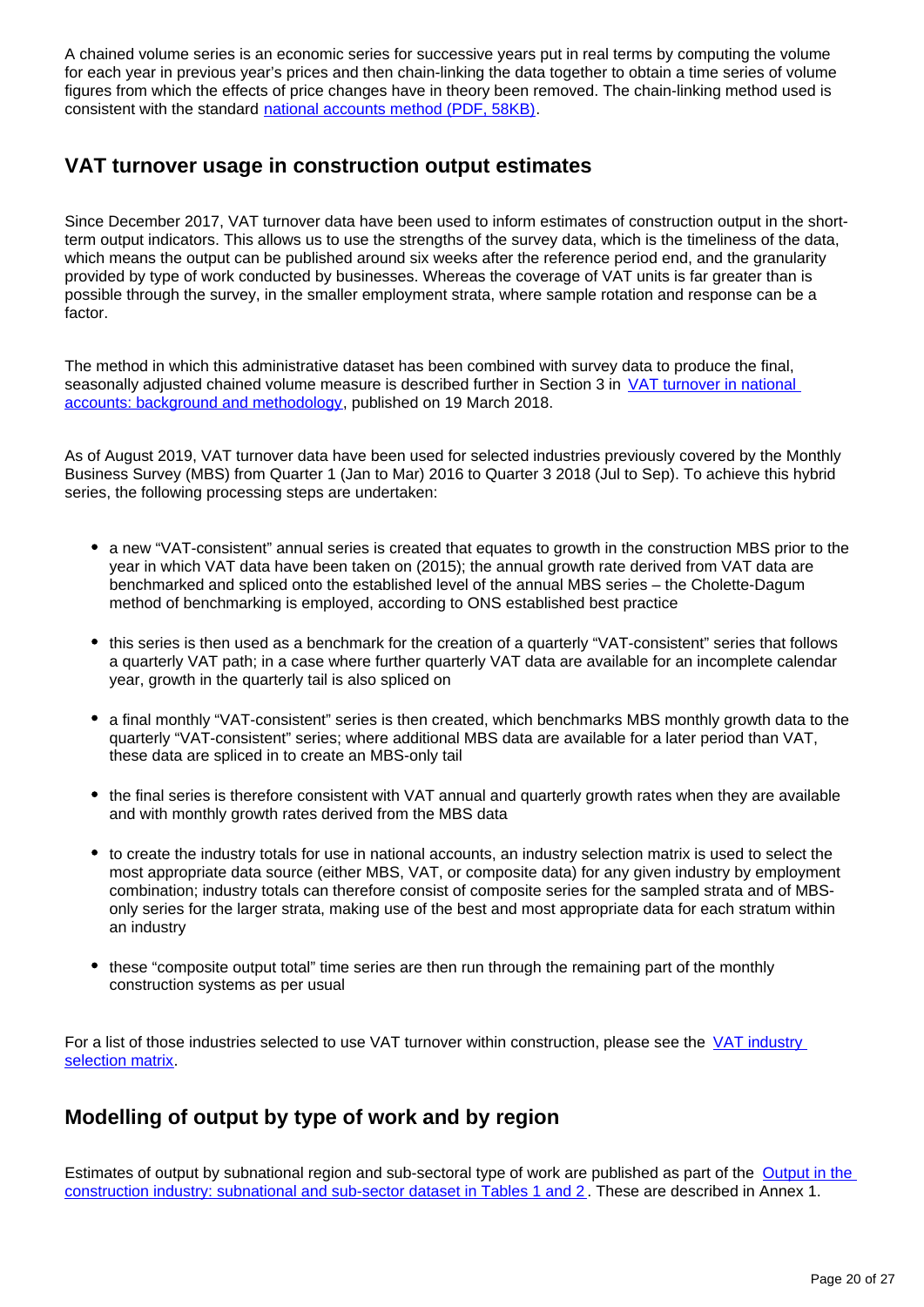A chained volume series is an economic series for successive years put in real terms by computing the volume for each year in previous year's prices and then chain-linking the data together to obtain a time series of volume figures from which the effects of price changes have in theory been removed. The chain-linking method used is consistent with the standard [national accounts method (PDF, 58KB)].

## VAT turnover usage in construction output estimates

Since December 2017, VAT turnover data have been used to inform estimates of construction output in the short-term output indicators. This allows us to use the strengths of the survey data, which is the timeliness of the data, which means the output can be published around six weeks after the reference period end, and the granularity provided by type of work conducted by businesses. Whereas the coverage of VAT units is far greater than is possible through the survey, in the smaller employment strata, where sample rotation and response can be a factor.

The method in which this administrative dataset has been combined with survey data to produce the final, seasonally adjusted chained volume measure is described further in Section 3 in [VAT turnover in national accounts: background and methodology], published on 19 March 2018.

As of August 2019, VAT turnover data have been used for selected industries previously covered by the Monthly Business Survey (MBS) from Quarter 1 (Jan to Mar) 2016 to Quarter 3 2018 (Jul to Sep). To achieve this hybrid series, the following processing steps are undertaken:

- a new "VAT-consistent" annual series is created that equates to growth in the construction MBS prior to the year in which VAT data have been taken on (2015); the annual growth rate derived from VAT data are benchmarked and spliced onto the established level of the annual MBS series – the Cholette-Dagum method of benchmarking is employed, according to ONS established best practice

- this series is then used as a benchmark for the creation of a quarterly "VAT-consistent" series that follows a quarterly VAT path; in a case where further quarterly VAT data are available for an incomplete calendar year, growth in the quarterly tail is also spliced on

- a final monthly "VAT-consistent" series is then created, which benchmarks MBS monthly growth data to the quarterly "VAT-consistent" series; where additional MBS data are available for a later period than VAT, these data are spliced in to create an MBS-only tail

- the final series is therefore consistent with VAT annual and quarterly growth rates when they are available and with monthly growth rates derived from the MBS data

- to create the industry totals for use in national accounts, an industry selection matrix is used to select the most appropriate data source (either MBS, VAT, or composite data) for any given industry by employment combination; industry totals can therefore consist of composite series for the sampled strata and of MBS-only series for the larger strata, making use of the best and most appropriate data for each stratum within an industry

- these "composite output total" time series are then run through the remaining part of the monthly construction systems as per usual

For a list of those industries selected to use VAT turnover within construction, please see the [VAT industry selection matrix].

## Modelling of output by type of work and by region

Estimates of output by subnational region and sub-sectoral type of work are published as part of the [Output in the construction industry: subnational and sub-sector dataset in Tables 1 and 2]. These are described in Annex 1.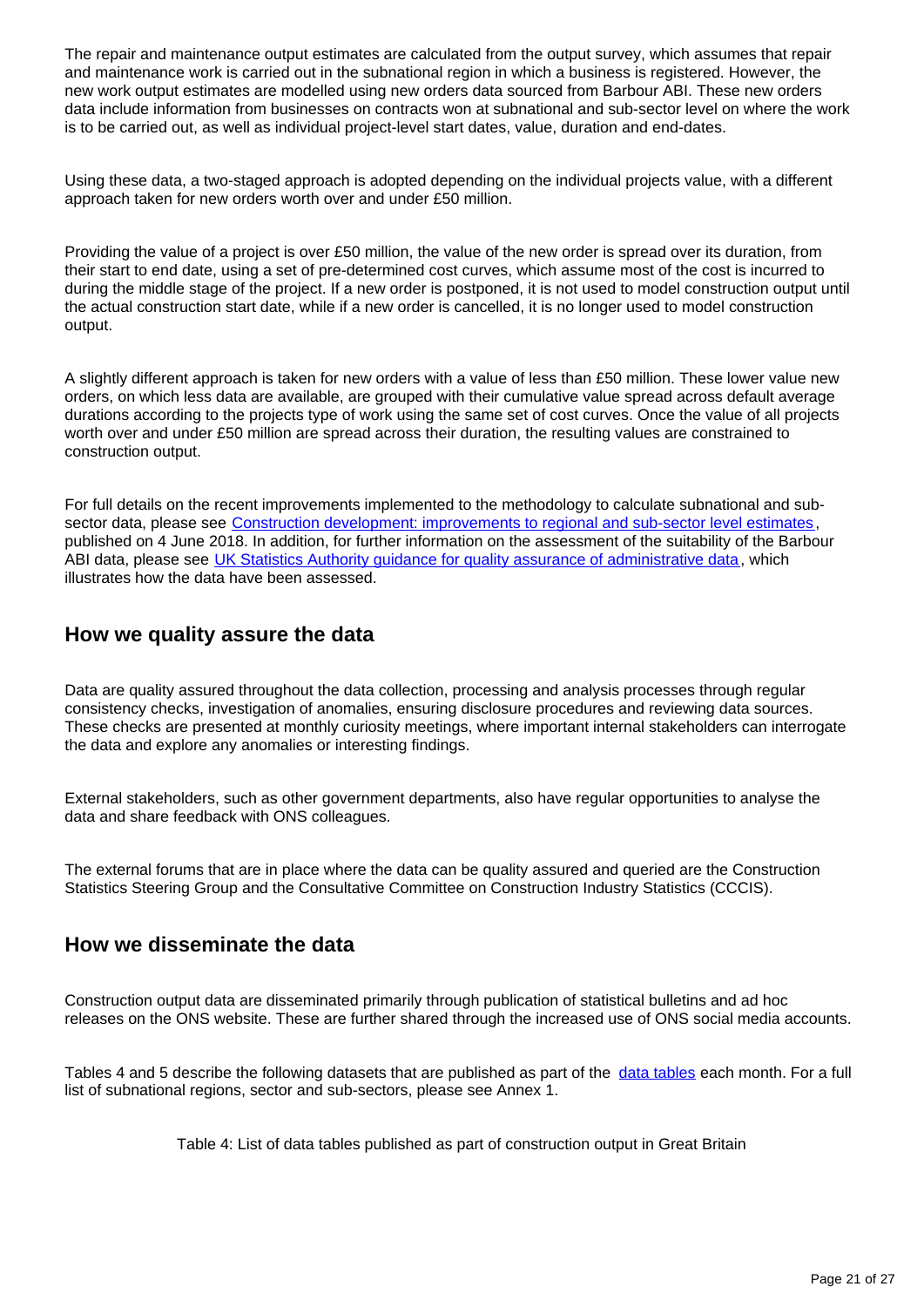The repair and maintenance output estimates are calculated from the output survey, which assumes that repair and maintenance work is carried out in the subnational region in which a business is registered. However, the new work output estimates are modelled using new orders data sourced from Barbour ABI. These new orders data include information from businesses on contracts won at subnational and sub-sector level on where the work is to be carried out, as well as individual project-level start dates, value, duration and end-dates.

Using these data, a two-staged approach is adopted depending on the individual projects value, with a different approach taken for new orders worth over and under £50 million.

Providing the value of a project is over £50 million, the value of the new order is spread over its duration, from their start to end date, using a set of pre-determined cost curves, which assume most of the cost is incurred to during the middle stage of the project. If a new order is postponed, it is not used to model construction output until the actual construction start date, while if a new order is cancelled, it is no longer used to model construction output.

A slightly different approach is taken for new orders with a value of less than £50 million. These lower value new orders, on which less data are available, are grouped with their cumulative value spread across default average durations according to the projects type of work using the same set of cost curves. Once the value of all projects worth over and under £50 million are spread across their duration, the resulting values are constrained to construction output.

For full details on the recent improvements implemented to the methodology to calculate subnational and sub-sector data, please see [Construction development: improvements to regional and sub-sector level estimates](), published on 4 June 2018. In addition, for further information on the assessment of the suitability of the Barbour ABI data, please see [UK Statistics Authority guidance for quality assurance of administrative data](), which illustrates how the data have been assessed.

## How we quality assure the data

Data are quality assured throughout the data collection, processing and analysis processes through regular consistency checks, investigation of anomalies, ensuring disclosure procedures and reviewing data sources. These checks are presented at monthly curiosity meetings, where important internal stakeholders can interrogate the data and explore any anomalies or interesting findings.

External stakeholders, such as other government departments, also have regular opportunities to analyse the data and share feedback with ONS colleagues.

The external forums that are in place where the data can be quality assured and queried are the Construction Statistics Steering Group and the Consultative Committee on Construction Industry Statistics (CCCIS).

## How we disseminate the data

Construction output data are disseminated primarily through publication of statistical bulletins and ad hoc releases on the ONS website. These are further shared through the increased use of ONS social media accounts.

Tables 4 and 5 describe the following datasets that are published as part of the [data tables]() each month. For a full list of subnational regions, sector and sub-sectors, please see Annex 1.

Table 4: List of data tables published as part of construction output in Great Britain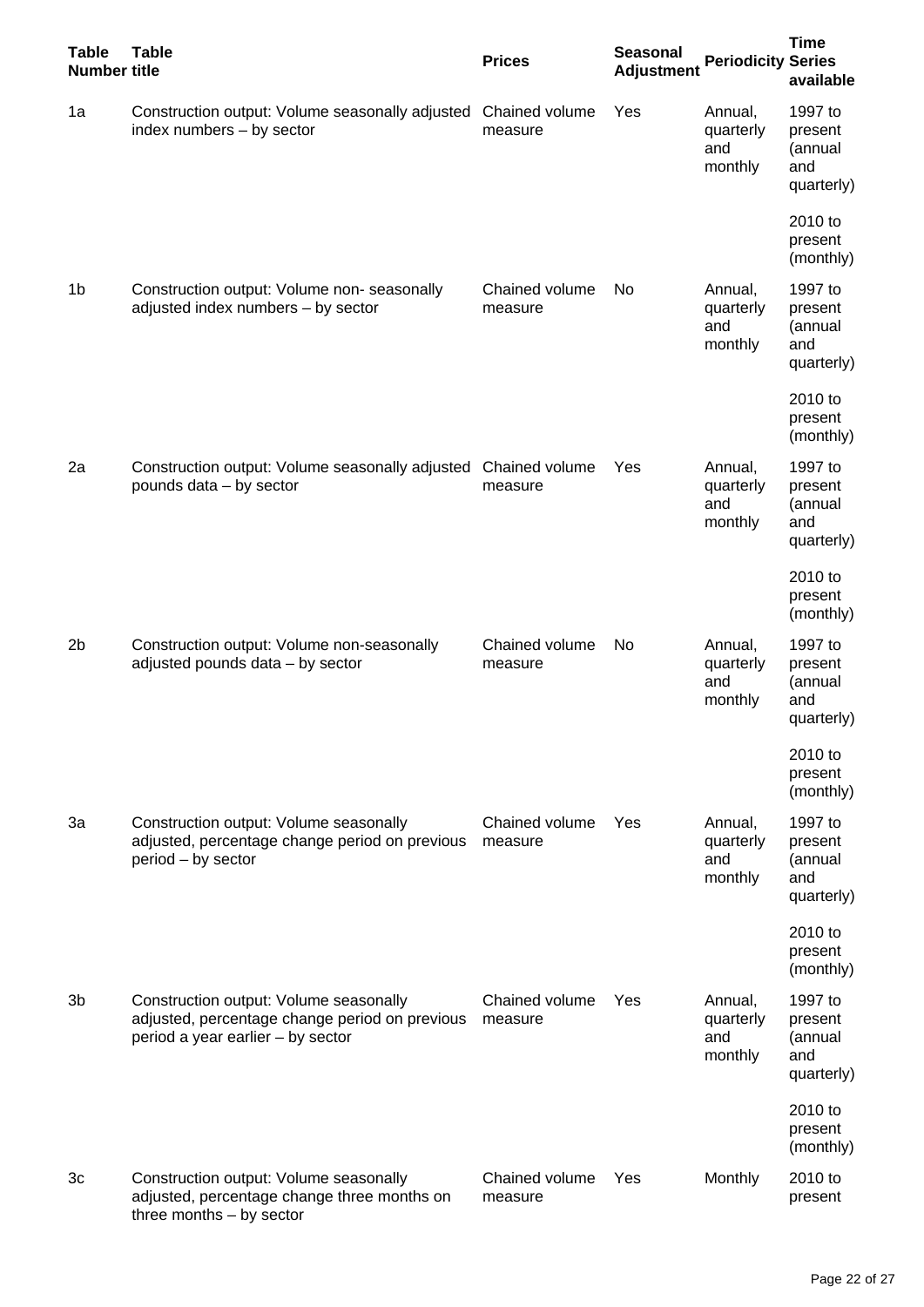| Table Number | Table title | Prices | Seasonal Adjustment | Periodicity | Time Series available |
|---|---|---|---|---|---|
| 1a | Construction output: Volume seasonally adjusted index numbers – by sector | Chained volume measure | Yes | Annual, quarterly and monthly | 1997 to present (annual and quarterly)<br><br>2010 to present (monthly) |
| 1b | Construction output: Volume non- seasonally adjusted index numbers – by sector | Chained volume measure | No | Annual, quarterly and monthly | 1997 to present (annual and quarterly)<br><br>2010 to present (monthly) |
| 2a | Construction output: Volume seasonally adjusted pounds data – by sector | Chained volume measure | Yes | Annual, quarterly and monthly | 1997 to present (annual and quarterly)<br><br>2010 to present (monthly) |
| 2b | Construction output: Volume non-seasonally adjusted pounds data – by sector | Chained volume measure | No | Annual, quarterly and monthly | 1997 to present (annual and quarterly)<br><br>2010 to present (monthly) |
| 3a | Construction output: Volume seasonally adjusted, percentage change period on previous period – by sector | Chained volume measure | Yes | Annual, quarterly and monthly | 1997 to present (annual and quarterly)<br><br>2010 to present (monthly) |
| 3b | Construction output: Volume seasonally adjusted, percentage change period on previous period a year earlier – by sector | Chained volume measure | Yes | Annual, quarterly and monthly | 1997 to present (annual and quarterly)<br><br>2010 to present (monthly) |
| 3c | Construction output: Volume seasonally adjusted, percentage change three months on three months – by sector | Chained volume measure | Yes | Monthly | 2010 to present |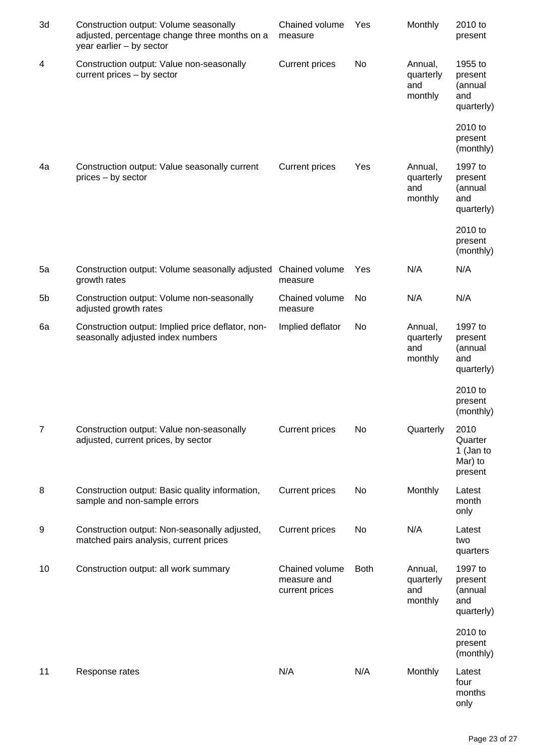| | | | | | |
|---|---|---|---|---|---|
| 3d | Construction output: Volume seasonally adjusted, percentage change three months on a year earlier – by sector | Chained volume measure | Yes | Monthly | 2010 to present |
| 4 | Construction output: Value non-seasonally current prices – by sector | Current prices | No | Annual, quarterly and monthly | 1955 to present (annual and quarterly)<br><br>2010 to present (monthly) |
| 4a | Construction output: Value seasonally current prices – by sector | Current prices | Yes | Annual, quarterly and monthly | 1997 to present (annual and quarterly)<br><br>2010 to present (monthly) |
| 5a | Construction output: Volume seasonally adjusted growth rates | Chained volume measure | Yes | N/A | N/A |
| 5b | Construction output: Volume non-seasonally adjusted growth rates | Chained volume measure | No | N/A | N/A |
| 6a | Construction output: Implied price deflator, non-seasonally adjusted index numbers | Implied deflator | No | Annual, quarterly and monthly | 1997 to present (annual and quarterly)<br><br>2010 to present (monthly) |
| 7 | Construction output: Value non-seasonally adjusted, current prices, by sector | Current prices | No | Quarterly | 2010 Quarter 1 (Jan to Mar) to present |
| 8 | Construction output: Basic quality information, sample and non-sample errors | Current prices | No | Monthly | Latest month only |
| 9 | Construction output: Non-seasonally adjusted, matched pairs analysis, current prices | Current prices | No | N/A | Latest two quarters |
| 10 | Construction output: all work summary | Chained volume measure and current prices | Both | Annual, quarterly and monthly | 1997 to present (annual and quarterly)<br><br>2010 to present (monthly) |
| 11 | Response rates | N/A | N/A | Monthly | Latest four months only |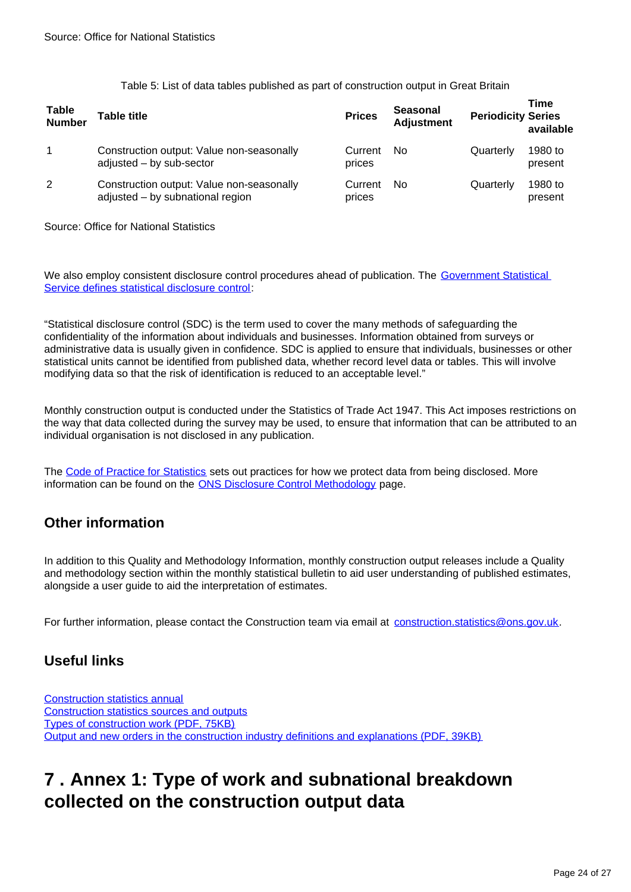Source: Office for National Statistics

Table 5: List of data tables published as part of construction output in Great Britain

| Table Number | Table title | Prices | Seasonal Adjustment | Periodicity | Time Series available |
|---|---|---|---|---|---|
| 1 | Construction output: Value non-seasonally adjusted – by sub-sector | Current prices | No | Quarterly | 1980 to present |
| 2 | Construction output: Value non-seasonally adjusted – by subnational region | Current prices | No | Quarterly | 1980 to present |

Source: Office for National Statistics

We also employ consistent disclosure control procedures ahead of publication. The [Government Statistical Service defines statistical disclosure control](#):

"Statistical disclosure control (SDC) is the term used to cover the many methods of safeguarding the confidentiality of the information about individuals and businesses. Information obtained from surveys or administrative data is usually given in confidence. SDC is applied to ensure that individuals, businesses or other statistical units cannot be identified from published data, whether record level data or tables. This will involve modifying data so that the risk of identification is reduced to an acceptable level."

Monthly construction output is conducted under the Statistics of Trade Act 1947. This Act imposes restrictions on the way that data collected during the survey may be used, to ensure that information that can be attributed to an individual organisation is not disclosed in any publication.

The [Code of Practice for Statistics](#) sets out practices for how we protect data from being disclosed. More information can be found on the [ONS Disclosure Control Methodology](#) page.

## Other information

In addition to this Quality and Methodology Information, monthly construction output releases include a Quality and methodology section within the monthly statistical bulletin to aid user understanding of published estimates, alongside a user guide to aid the interpretation of estimates.

For further information, please contact the Construction team via email at construction.statistics@ons.gov.uk.

## Useful links

[Construction statistics annual](#)
[Construction statistics sources and outputs](#)
[Types of construction work (PDF, 75KB)](#)
[Output and new orders in the construction industry definitions and explanations (PDF, 39KB)](#)

# 7 . Annex 1: Type of work and subnational breakdown collected on the construction output data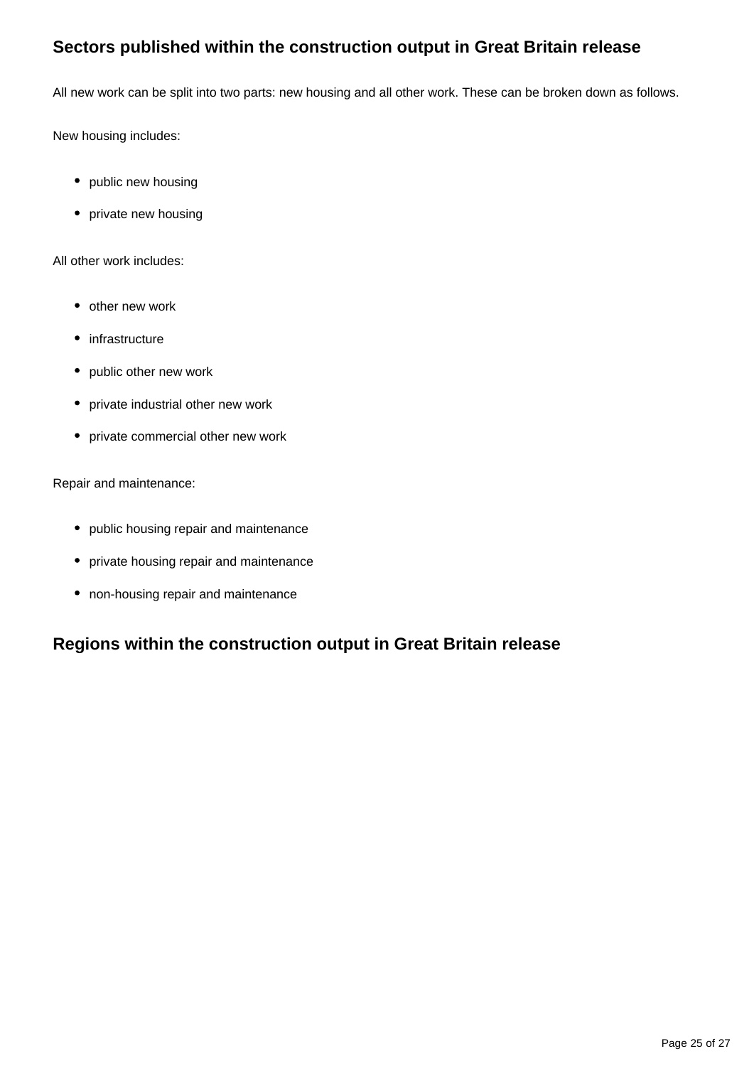## Sectors published within the construction output in Great Britain release

All new work can be split into two parts: new housing and all other work. These can be broken down as follows.

New housing includes:

- public new housing
- private new housing

All other work includes:

- other new work
- infrastructure
- public other new work
- private industrial other new work
- private commercial other new work

Repair and maintenance:

- public housing repair and maintenance
- private housing repair and maintenance
- non-housing repair and maintenance

## Regions within the construction output in Great Britain release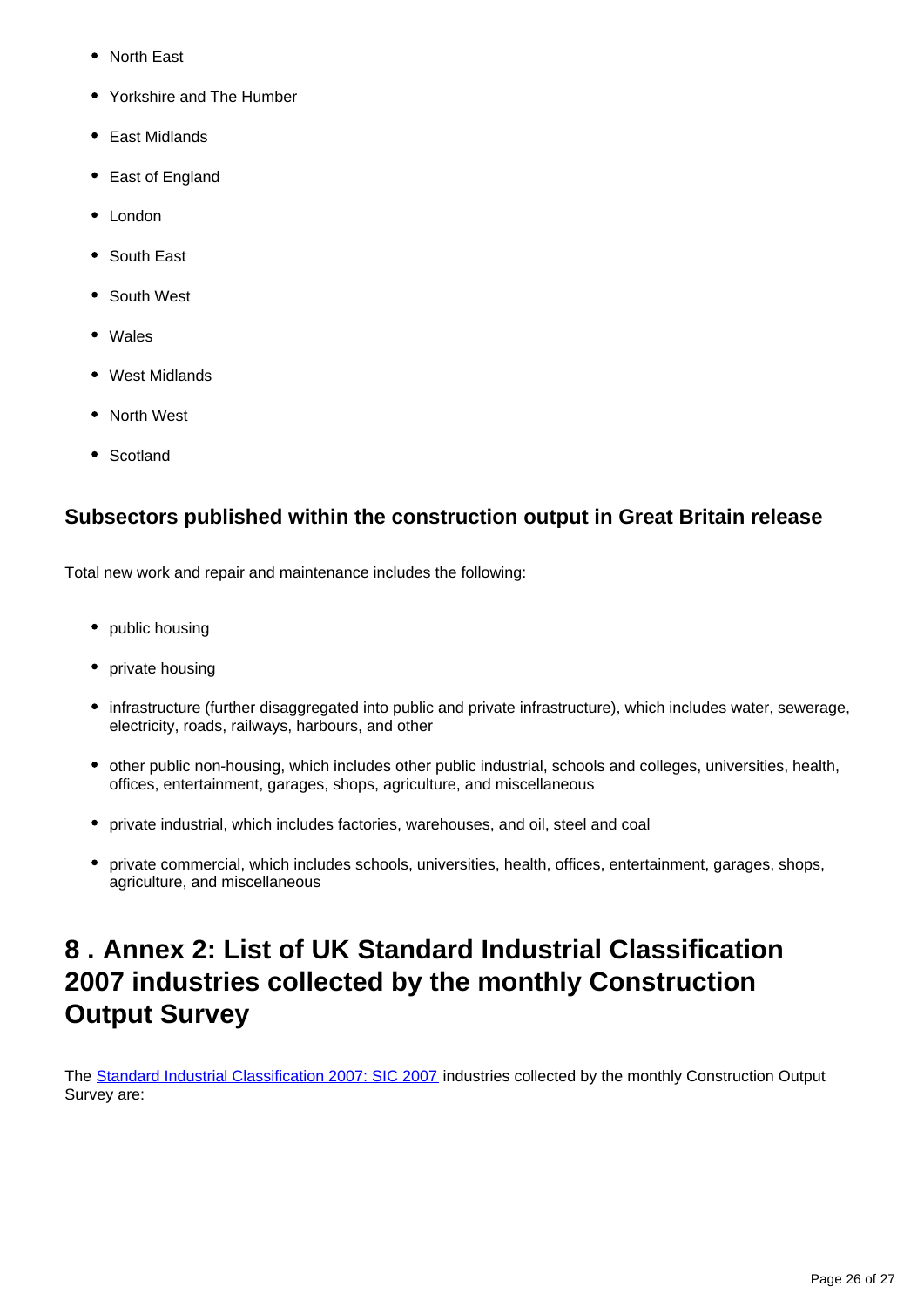- North East
- Yorkshire and The Humber
- East Midlands
- East of England
- London
- South East
- South West
- Wales
- West Midlands
- North West
- Scotland

### Subsectors published within the construction output in Great Britain release

Total new work and repair and maintenance includes the following:

- public housing
- private housing
- infrastructure (further disaggregated into public and private infrastructure), which includes water, sewerage, electricity, roads, railways, harbours, and other
- other public non-housing, which includes other public industrial, schools and colleges, universities, health, offices, entertainment, garages, shops, agriculture, and miscellaneous
- private industrial, which includes factories, warehouses, and oil, steel and coal
- private commercial, which includes schools, universities, health, offices, entertainment, garages, shops, agriculture, and miscellaneous

## 8 . Annex 2: List of UK Standard Industrial Classification 2007 industries collected by the monthly Construction Output Survey

The [Standard Industrial Classification 2007: SIC 2007] industries collected by the monthly Construction Output Survey are: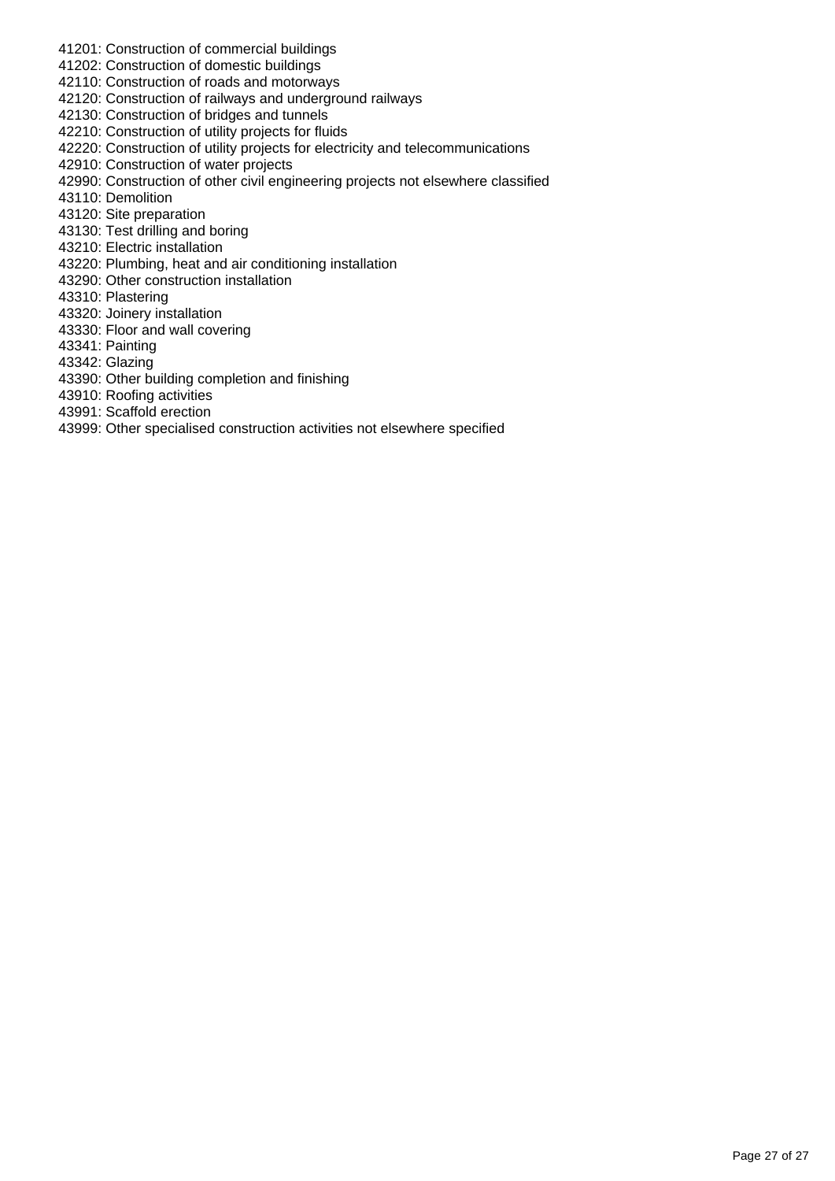41201: Construction of commercial buildings
41202: Construction of domestic buildings
42110: Construction of roads and motorways
42120: Construction of railways and underground railways
42130: Construction of bridges and tunnels
42210: Construction of utility projects for fluids
42220: Construction of utility projects for electricity and telecommunications
42910: Construction of water projects
42990: Construction of other civil engineering projects not elsewhere classified
43110: Demolition
43120: Site preparation
43130: Test drilling and boring
43210: Electric installation
43220: Plumbing, heat and air conditioning installation
43290: Other construction installation
43310: Plastering
43320: Joinery installation
43330: Floor and wall covering
43341: Painting
43342: Glazing
43390: Other building completion and finishing
43910: Roofing activities
43991: Scaffold erection
43999: Other specialised construction activities not elsewhere specified